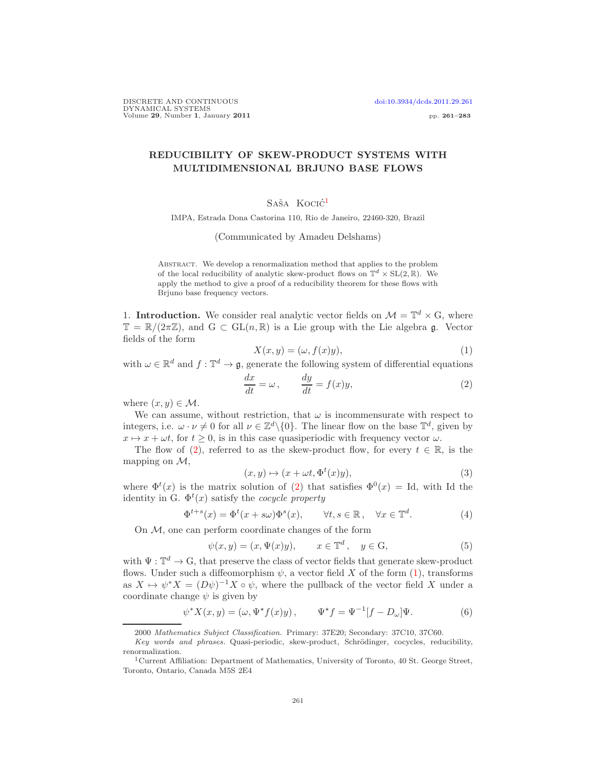# REDUCIBILITY OF SKEW-PRODUCT SYSTEMS WITH MULTIDIMENSIONAL BRJUNO BASE FLOWS

Saša Kocić[1]

IMPA, Estrada Dona Castorina 110, Rio de Janeiro, 22460-320, Brazil

(Communicated by Amadeu Delshams)

Abstract. We develop a renormalization method that applies to the problem of the local reducibility of analytic skew-product flows on $\mathbb{T}^d \times \mathrm{SL}(2,\mathbb{R})$. We apply the method to give a proof of a reducibility theorem for these flows with Brjuno base frequency vectors.

## 1. Introduction.

We consider real analytic vector fields on $\mathcal{M} = \mathbb{T}^d \times \mathrm{G}$, where $\mathbb{T} = \mathbb{R}/(2\pi\mathbb{Z})$, and $\mathrm{G} \subset \mathrm{GL}(n,\mathbb{R})$ is a Lie group with the Lie algebra $\mathfrak{g}$. Vector fields of the form

$$X(x,y) = (\omega, f(x)y), \tag{1}$$

with $\omega \in \mathbb{R}^d$ and $f : \mathbb{T}^d \to \mathfrak{g}$, generate the following system of differential equations

$$\frac{dx}{dt} = \omega\,, \qquad \frac{dy}{dt} = f(x)y, \tag{2}$$

where $(x,y) \in \mathcal{M}$.

We can assume, without restriction, that $\omega$ is incommensurate with respect to integers, i.e. $\omega \cdot \nu \neq 0$ for all $\nu \in \mathbb{Z}^d \backslash \{0\}$. The linear flow on the base $\mathbb{T}^d$, given by $x \mapsto x + \omega t$, for $t \geq 0$, is in this case quasiperiodic with frequency vector $\omega$.

The flow of (2), referred to as the skew-product flow, for every $t \in \mathbb{R}$, is the mapping on $\mathcal{M}$,

$$(x,y) \mapsto (x + \omega t, \Phi^t(x)y), \tag{3}$$

where $\Phi^t(x)$ is the matrix solution of (2) that satisfies $\Phi^0(x) = \mathrm{Id}$, with Id the identity in G. $\Phi^t(x)$ satisfy the *cocycle property*

$$\Phi^{t+s}(x) = \Phi^t(x + s\omega)\Phi^s(x), \qquad \forall t,s \in \mathbb{R}\,, \quad \forall x \in \mathbb{T}^d. \tag{4}$$

On $\mathcal{M}$, one can perform coordinate changes of the form

$$\psi(x,y) = (x, \Psi(x)y), \qquad x \in \mathbb{T}^d, \quad y \in \mathrm{G}, \tag{5}$$

with $\Psi : \mathbb{T}^d \to \mathrm{G}$, that preserve the class of vector fields that generate skew-product flows. Under such a diffeomorphism $\psi$, a vector field $X$ of the form (1), transforms as $X \mapsto \psi^* X = (D\psi)^{-1} X \circ \psi$, where the pullback of the vector field $X$ under a coordinate change $\psi$ is given by

$$\psi^* X(x,y) = (\omega, \Psi^\star f(x)y)\,, \qquad \Psi^\star f = \Psi^{-1}[f - D_\omega]\Psi. \tag{6}$$

---

2000 *Mathematics Subject Classification.* Primary: 37E20; Secondary: 37C10, 37C60.

*Key words and phrases.* Quasi-periodic, skew-product, Schrödinger, cocycles, reducibility, renormalization.

[1]Current Affiliation: Department of Mathematics, University of Toronto, 40 St. George Street, Toronto, Ontario, Canada M5S 2E4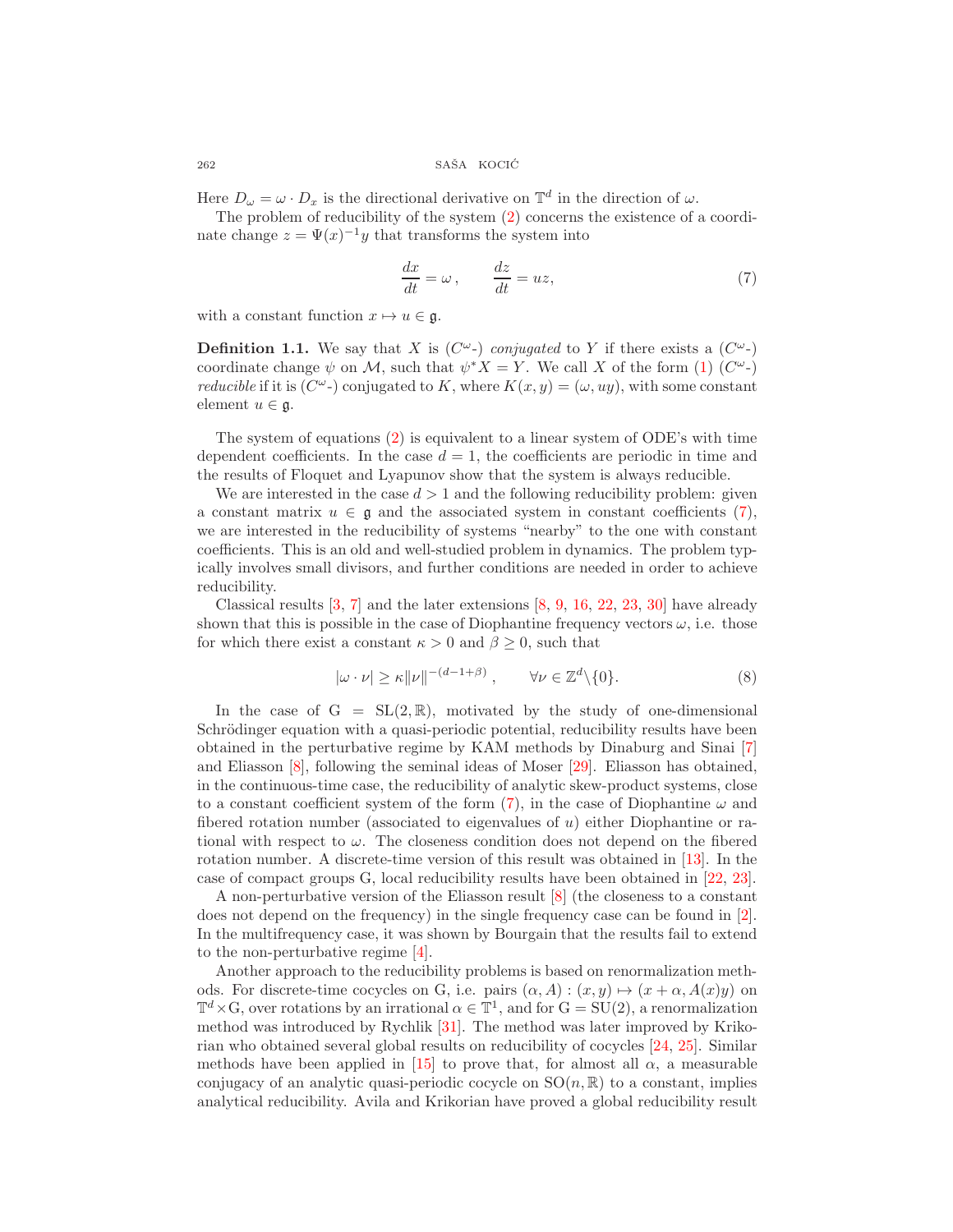Here $D_\omega = \omega \cdot D_x$ is the directional derivative on $\mathbb{T}^d$ in the direction of $\omega$.

The problem of reducibility of the system (2) concerns the existence of a coordinate change $z = \Psi(x)^{-1}y$ that transforms the system into

$$\frac{dx}{dt} = \omega\,, \qquad \frac{dz}{dt} = uz, \tag{7}$$

with a constant function $x \mapsto u \in \mathfrak{g}$.

**Definition 1.1.** We say that $X$ is ($C^\omega$-) *conjugated* to $Y$ if there exists a ($C^\omega$-) coordinate change $\psi$ on $\mathcal{M}$, such that $\psi^* X = Y$. We call $X$ of the form (1) ($C^\omega$-) *reducible* if it is ($C^\omega$-) conjugated to $K$, where $K(x, y) = (\omega, uy)$, with some constant element $u \in \mathfrak{g}$.

The system of equations (2) is equivalent to a linear system of ODE's with time dependent coefficients. In the case $d = 1$, the coefficients are periodic in time and the results of Floquet and Lyapunov show that the system is always reducible.

We are interested in the case $d > 1$ and the following reducibility problem: given a constant matrix $u \in \mathfrak{g}$ and the associated system in constant coefficients (7), we are interested in the reducibility of systems "nearby" to the one with constant coefficients. This is an old and well-studied problem in dynamics. The problem typically involves small divisors, and further conditions are needed in order to achieve reducibility.

Classical results [3, 7] and the later extensions [8, 9, 16, 22, 23, 30] have already shown that this is possible in the case of Diophantine frequency vectors $\omega$, i.e. those for which there exist a constant $\kappa > 0$ and $\beta \geq 0$, such that

$$|\omega \cdot \nu| \geq \kappa \|\nu\|^{-(d-1+\beta)}\,, \qquad \forall \nu \in \mathbb{Z}^d \backslash \{0\}. \tag{8}$$

In the case of $\mathrm{G} = \mathrm{SL}(2, \mathbb{R})$, motivated by the study of one-dimensional Schrödinger equation with a quasi-periodic potential, reducibility results have been obtained in the perturbative regime by KAM methods by Dinaburg and Sinai [7] and Eliasson [8], following the seminal ideas of Moser [29]. Eliasson has obtained, in the continuous-time case, the reducibility of analytic skew-product systems, close to a constant coefficient system of the form (7), in the case of Diophantine $\omega$ and fibered rotation number (associated to eigenvalues of $u$) either Diophantine or rational with respect to $\omega$. The closeness condition does not depend on the fibered rotation number. A discrete-time version of this result was obtained in [13]. In the case of compact groups G, local reducibility results have been obtained in [22, 23].

A non-perturbative version of the Eliasson result [8] (the closeness to a constant does not depend on the frequency) in the single frequency case can be found in [2]. In the multifrequency case, it was shown by Bourgain that the results fail to extend to the non-perturbative regime [4].

Another approach to the reducibility problems is based on renormalization methods. For discrete-time cocycles on G, i.e. pairs $(\alpha, A) : (x, y) \mapsto (x + \alpha, A(x)y)$ on $\mathbb{T}^d \times \mathrm{G}$, over rotations by an irrational $\alpha \in \mathbb{T}^1$, and for $\mathrm{G} = \mathrm{SU}(2)$, a renormalization method was introduced by Rychlik [31]. The method was later improved by Krikorian who obtained several global results on reducibility of cocycles [24, 25]. Similar methods have been applied in [15] to prove that, for almost all $\alpha$, a measurable conjugacy of an analytic quasi-periodic cocycle on $\mathrm{SO}(n, \mathbb{R})$ to a constant, implies analytical reducibility. Avila and Krikorian have proved a global reducibility result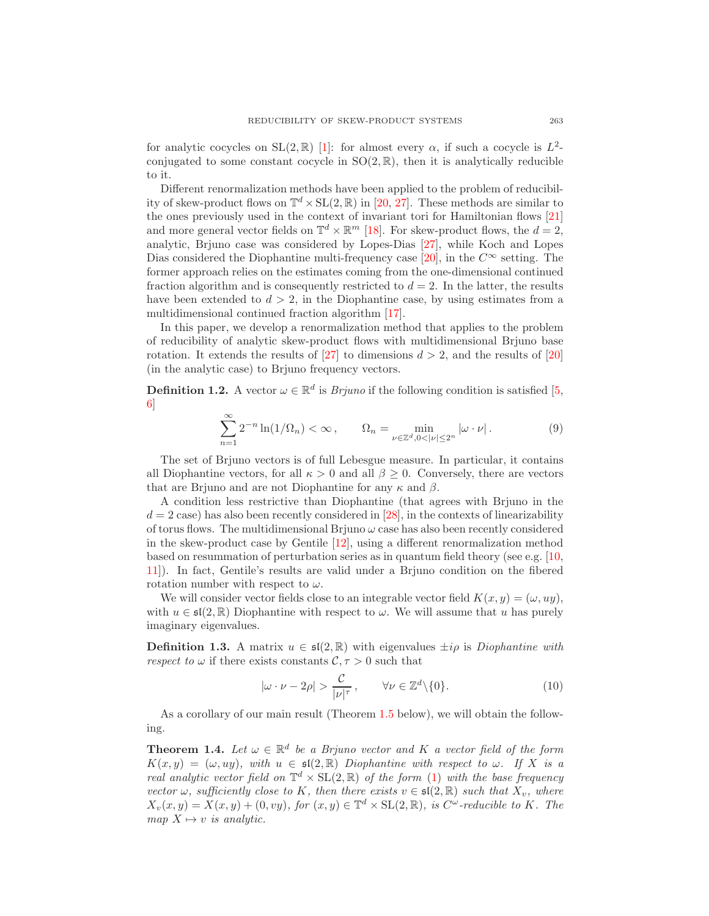for analytic cocycles on $\mathrm{SL}(2,\mathbb{R})$ [1]: for almost every $\alpha$, if such a cocycle is $L^2$-conjugated to some constant cocycle in $\mathrm{SO}(2,\mathbb{R})$, then it is analytically reducible to it.

Different renormalization methods have been applied to the problem of reducibility of skew-product flows on $\mathbb{T}^d \times \mathrm{SL}(2,\mathbb{R})$ in [20, 27]. These methods are similar to the ones previously used in the context of invariant tori for Hamiltonian flows [21] and more general vector fields on $\mathbb{T}^d \times \mathbb{R}^m$ [18]. For skew-product flows, the $d = 2$, analytic, Brjuno case was considered by Lopes-Dias [27], while Koch and Lopes Dias considered the Diophantine multi-frequency case [20], in the $C^\infty$ setting. The former approach relies on the estimates coming from the one-dimensional continued fraction algorithm and is consequently restricted to $d = 2$. In the latter, the results have been extended to $d > 2$, in the Diophantine case, by using estimates from a multidimensional continued fraction algorithm [17].

In this paper, we develop a renormalization method that applies to the problem of reducibility of analytic skew-product flows with multidimensional Brjuno base rotation. It extends the results of [27] to dimensions $d > 2$, and the results of [20] (in the analytic case) to Brjuno frequency vectors.

**Definition 1.2.** A vector $\omega \in \mathbb{R}^d$ is *Brjuno* if the following condition is satisfied [5, 6]

$$\sum_{n=1}^{\infty} 2^{-n} \ln(1/\Omega_n) < \infty \,, \qquad \Omega_n = \min_{\nu \in \mathbb{Z}^d, 0<|\nu|\leq 2^n} |\omega \cdot \nu| \,. \tag{9}$$

The set of Brjuno vectors is of full Lebesgue measure. In particular, it contains all Diophantine vectors, for all $\kappa > 0$ and all $\beta \geq 0$. Conversely, there are vectors that are Brjuno and are not Diophantine for any $\kappa$ and $\beta$.

A condition less restrictive than Diophantine (that agrees with Brjuno in the $d = 2$ case) has also been recently considered in [28], in the contexts of linearizability of torus flows. The multidimensional Brjuno $\omega$ case has also been recently considered in the skew-product case by Gentile [12], using a different renormalization method based on resummation of perturbation series as in quantum field theory (see e.g. [10, 11]). In fact, Gentile's results are valid under a Brjuno condition on the fibered rotation number with respect to $\omega$.

We will consider vector fields close to an integrable vector field $K(x, y) = (\omega, uy)$, with $u \in \mathfrak{sl}(2,\mathbb{R})$ Diophantine with respect to $\omega$. We will assume that $u$ has purely imaginary eigenvalues.

**Definition 1.3.** A matrix $u \in \mathfrak{sl}(2,\mathbb{R})$ with eigenvalues $\pm i\rho$ is *Diophantine with respect to* $\omega$ if there exists constants $\mathcal{C}, \tau > 0$ such that

$$|\omega \cdot \nu - 2\rho| > \frac{\mathcal{C}}{|\nu|^\tau} \,, \qquad \forall \nu \in \mathbb{Z}^d \backslash \{0\}. \tag{10}$$

As a corollary of our main result (Theorem 1.5 below), we will obtain the following.

**Theorem 1.4.** *Let $\omega \in \mathbb{R}^d$ be a Brjuno vector and $K$ a vector field of the form $K(x, y) = (\omega, uy)$, with $u \in \mathfrak{sl}(2,\mathbb{R})$ Diophantine with respect to $\omega$. If $X$ is a real analytic vector field on $\mathbb{T}^d \times \mathrm{SL}(2,\mathbb{R})$ of the form (1) with the base frequency vector $\omega$, sufficiently close to $K$, then there exists $v \in \mathfrak{sl}(2,\mathbb{R})$ such that $X_v$, where $X_v(x, y) = X(x, y) + (0, vy)$, for $(x, y) \in \mathbb{T}^d \times \mathrm{SL}(2,\mathbb{R})$, is $C^\omega$-reducible to $K$. The map $X \mapsto v$ is analytic.*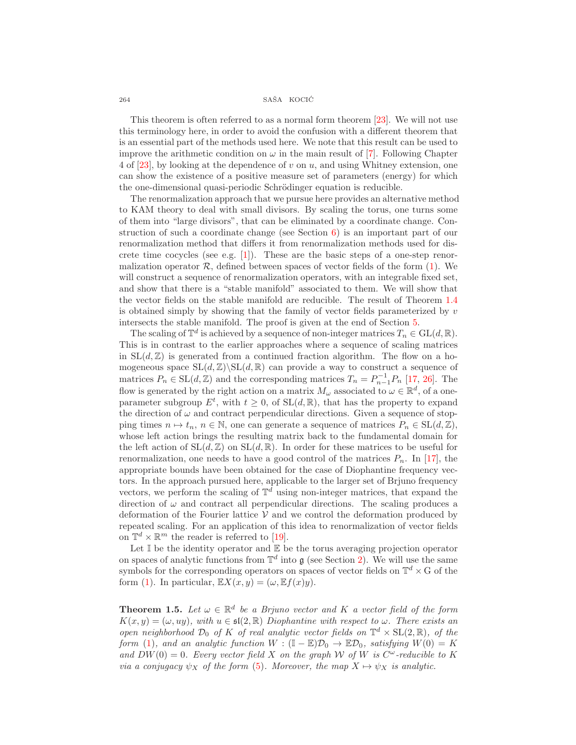This theorem is often referred to as a normal form theorem [23]. We will not use this terminology here, in order to avoid the confusion with a different theorem that is an essential part of the methods used here. We note that this result can be used to improve the arithmetic condition on $\omega$ in the main result of [7]. Following Chapter 4 of [23], by looking at the dependence of $v$ on $u$, and using Whitney extension, one can show the existence of a positive measure set of parameters (energy) for which the one-dimensional quasi-periodic Schrödinger equation is reducible.

The renormalization approach that we pursue here provides an alternative method to KAM theory to deal with small divisors. By scaling the torus, one turns some of them into "large divisors", that can be eliminated by a coordinate change. Construction of such a coordinate change (see Section 6) is an important part of our renormalization method that differs it from renormalization methods used for discrete time cocycles (see e.g. [1]). These are the basic steps of a one-step renormalization operator $\mathcal{R}$, defined between spaces of vector fields of the form (1). We will construct a sequence of renormalization operators, with an integrable fixed set, and show that there is a "stable manifold" associated to them. We will show that the vector fields on the stable manifold are reducible. The result of Theorem 1.4 is obtained simply by showing that the family of vector fields parameterized by $v$ intersects the stable manifold. The proof is given at the end of Section 5.

The scaling of $\mathbb{T}^d$ is achieved by a sequence of non-integer matrices $T_n \in \mathrm{GL}(d, \mathbb{R})$. This is in contrast to the earlier approaches where a sequence of scaling matrices in $\mathrm{SL}(d, \mathbb{Z})$ is generated from a continued fraction algorithm. The flow on a homogeneous space $\mathrm{SL}(d, \mathbb{Z})\backslash\mathrm{SL}(d, \mathbb{R})$ can provide a way to construct a sequence of matrices $P_n \in \mathrm{SL}(d, \mathbb{Z})$ and the corresponding matrices $T_n = P_{n-1}^{-1} P_n$ [17, 26]. The flow is generated by the right action on a matrix $M_\omega$ associated to $\omega \in \mathbb{R}^d$, of a one-parameter subgroup $E^t$, with $t \geq 0$, of $\mathrm{SL}(d, \mathbb{R})$, that has the property to expand the direction of $\omega$ and contract perpendicular directions. Given a sequence of stopping times $n \mapsto t_n$, $n \in \mathbb{N}$, one can generate a sequence of matrices $P_n \in \mathrm{SL}(d, \mathbb{Z})$, whose left action brings the resulting matrix back to the fundamental domain for the left action of $\mathrm{SL}(d, \mathbb{Z})$ on $\mathrm{SL}(d, \mathbb{R})$. In order for these matrices to be useful for renormalization, one needs to have a good control of the matrices $P_n$. In [17], the appropriate bounds have been obtained for the case of Diophantine frequency vectors. In the approach pursued here, applicable to the larger set of Brjuno frequency vectors, we perform the scaling of $\mathbb{T}^d$ using non-integer matrices, that expand the direction of $\omega$ and contract all perpendicular directions. The scaling produces a deformation of the Fourier lattice $\mathcal{V}$ and we control the deformation produced by repeated scaling. For an application of this idea to renormalization of vector fields on $\mathbb{T}^d \times \mathbb{R}^m$ the reader is referred to [19].

Let $\mathbb{I}$ be the identity operator and $\mathbb{E}$ be the torus averaging projection operator on spaces of analytic functions from $\mathbb{T}^d$ into $\mathfrak{g}$ (see Section 2). We will use the same symbols for the corresponding operators on spaces of vector fields on $\mathbb{T}^d \times \mathrm{G}$ of the form (1). In particular, $\mathbb{E}X(x, y) = (\omega, \mathbb{E}f(x)y)$.

**Theorem 1.5.** *Let $\omega \in \mathbb{R}^d$ be a Brjuno vector and $K$ a vector field of the form $K(x, y) = (\omega, uy)$, with $u \in \mathfrak{sl}(2, \mathbb{R})$ Diophantine with respect to $\omega$. There exists an open neighborhood $\mathcal{D}_0$ of $K$ of real analytic vector fields on $\mathbb{T}^d \times \mathrm{SL}(2, \mathbb{R})$, of the form (1), and an analytic function $W : (\mathbb{I} - \mathbb{E})\mathcal{D}_0 \to \mathbb{E}\mathcal{D}_0$, satisfying $W(0) = K$ and $DW(0) = 0$. Every vector field $X$ on the graph $\mathcal{W}$ of $W$ is $C^\omega$-reducible to $K$ via a conjugacy $\psi_X$ of the form (5). Moreover, the map $X \mapsto \psi_X$ is analytic.*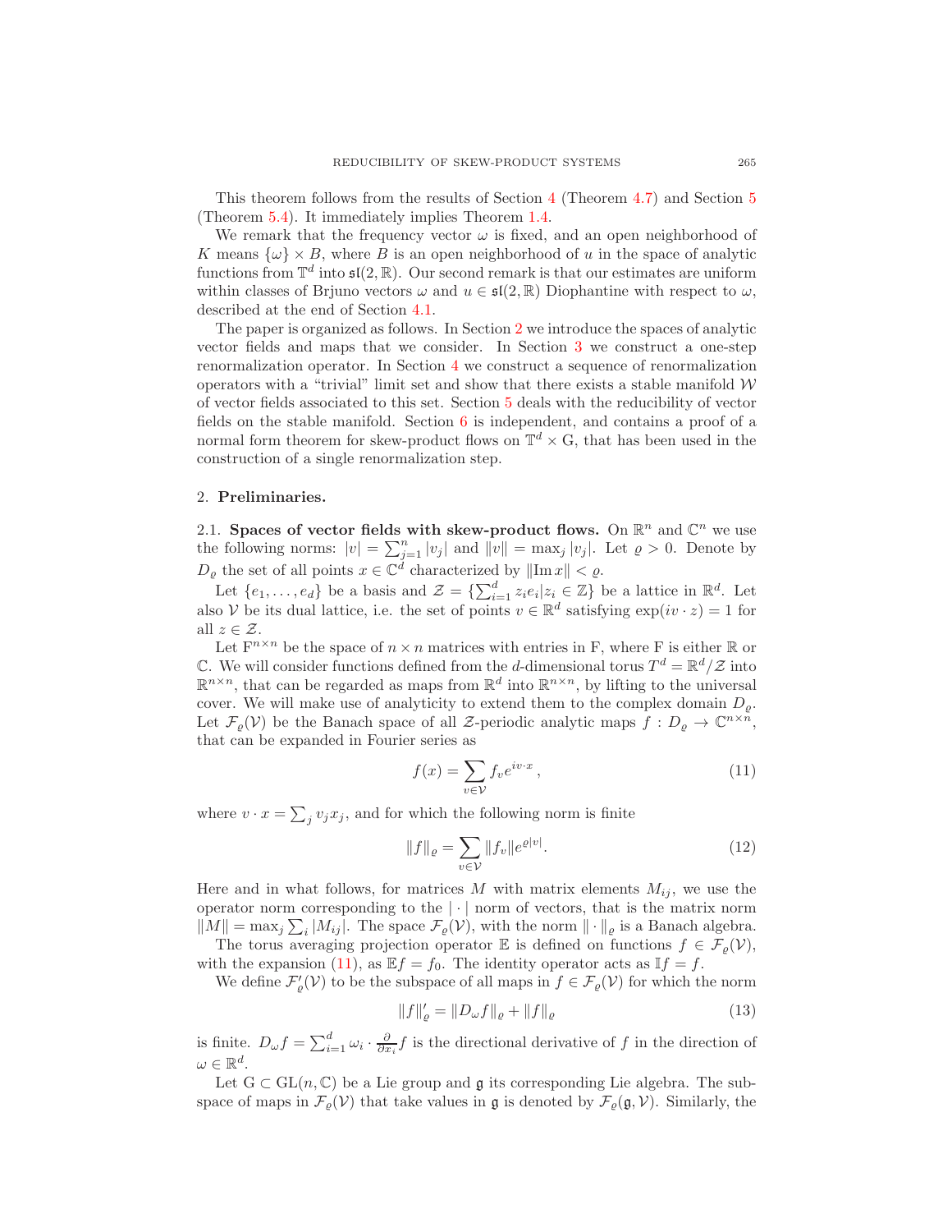This theorem follows from the results of Section 4 (Theorem 4.7) and Section 5 (Theorem 5.4). It immediately implies Theorem 1.4.

We remark that the frequency vector $\omega$ is fixed, and an open neighborhood of $K$ means $\{\omega\} \times B$, where $B$ is an open neighborhood of $u$ in the space of analytic functions from $\mathbb{T}^d$ into $\mathfrak{sl}(2, \mathbb{R})$. Our second remark is that our estimates are uniform within classes of Brjuno vectors $\omega$ and $u \in \mathfrak{sl}(2, \mathbb{R})$ Diophantine with respect to $\omega$, described at the end of Section 4.1.

The paper is organized as follows. In Section 2 we introduce the spaces of analytic vector fields and maps that we consider. In Section 3 we construct a one-step renormalization operator. In Section 4 we construct a sequence of renormalization operators with a "trivial" limit set and show that there exists a stable manifold $\mathcal{W}$ of vector fields associated to this set. Section 5 deals with the reducibility of vector fields on the stable manifold. Section 6 is independent, and contains a proof of a normal form theorem for skew-product flows on $\mathbb{T}^d \times \mathrm{G}$, that has been used in the construction of a single renormalization step.

## 2. **Preliminaries.**

2.1. **Spaces of vector fields with skew-product flows.** On $\mathbb{R}^n$ and $\mathbb{C}^n$ we use the following norms: $|v| = \sum_{j=1}^n |v_j|$ and $\|v\| = \max_j |v_j|$. Let $\varrho > 0$. Denote by $D_\varrho$ the set of all points $x \in \mathbb{C}^d$ characterized by $\|\mathrm{Im}\, x\| < \varrho$.

Let $\{e_1, \ldots, e_d\}$ be a basis and $\mathcal{Z} = \{\sum_{i=1}^d z_i e_i | z_i \in \mathbb{Z}\}$ be a lattice in $\mathbb{R}^d$. Let also $\mathcal{V}$ be its dual lattice, i.e. the set of points $v \in \mathbb{R}^d$ satisfying $\exp(iv \cdot z) = 1$ for all $z \in \mathcal{Z}$.

Let $\mathrm{F}^{n\times n}$ be the space of $n \times n$ matrices with entries in F, where F is either $\mathbb{R}$ or $\mathbb{C}$. We will consider functions defined from the $d$-dimensional torus $T^d = \mathbb{R}^d/\mathcal{Z}$ into $\mathbb{R}^{n\times n}$, that can be regarded as maps from $\mathbb{R}^d$ into $\mathbb{R}^{n\times n}$, by lifting to the universal cover. We will make use of analyticity to extend them to the complex domain $D_\varrho$. Let $\mathcal{F}_\varrho(\mathcal{V})$ be the Banach space of all $\mathcal{Z}$-periodic analytic maps $f : D_\varrho \to \mathbb{C}^{n\times n}$, that can be expanded in Fourier series as

$$f(x) = \sum_{v\in\mathcal{V}} f_v e^{iv\cdot x}\,, \tag{11}$$

where $v \cdot x = \sum_j v_j x_j$, and for which the following norm is finite

$$\|f\|_\varrho = \sum_{v\in\mathcal{V}} \|f_v\| e^{\varrho|v|}. \tag{12}$$

Here and in what follows, for matrices $M$ with matrix elements $M_{ij}$, we use the operator norm corresponding to the $|\cdot|$ norm of vectors, that is the matrix norm $\|M\| = \max_j \sum_i |M_{ij}|$. The space $\mathcal{F}_\varrho(\mathcal{V})$, with the norm $\|\cdot\|_\varrho$ is a Banach algebra.

The torus averaging projection operator $\mathbb{E}$ is defined on functions $f \in \mathcal{F}_\varrho(\mathcal{V})$, with the expansion (11), as $\mathbb{E}f = f_0$. The identity operator acts as $\mathbb{I}f = f$.

We define $\mathcal{F}'_\varrho(\mathcal{V})$ to be the subspace of all maps in $f \in \mathcal{F}_\varrho(\mathcal{V})$ for which the norm

$$\|f\|'_\varrho = \|D_\omega f\|_\varrho + \|f\|_\varrho \tag{13}$$

is finite. $D_\omega f = \sum_{i=1}^d \omega_i \cdot \frac{\partial}{\partial x_i} f$ is the directional derivative of $f$ in the direction of $\omega \in \mathbb{R}^d$.

Let $\mathrm{G} \subset \mathrm{GL}(n, \mathbb{C})$ be a Lie group and $\mathfrak{g}$ its corresponding Lie algebra. The subspace of maps in $\mathcal{F}_\varrho(\mathcal{V})$ that take values in $\mathfrak{g}$ is denoted by $\mathcal{F}_\varrho(\mathfrak{g}, \mathcal{V})$. Similarly, the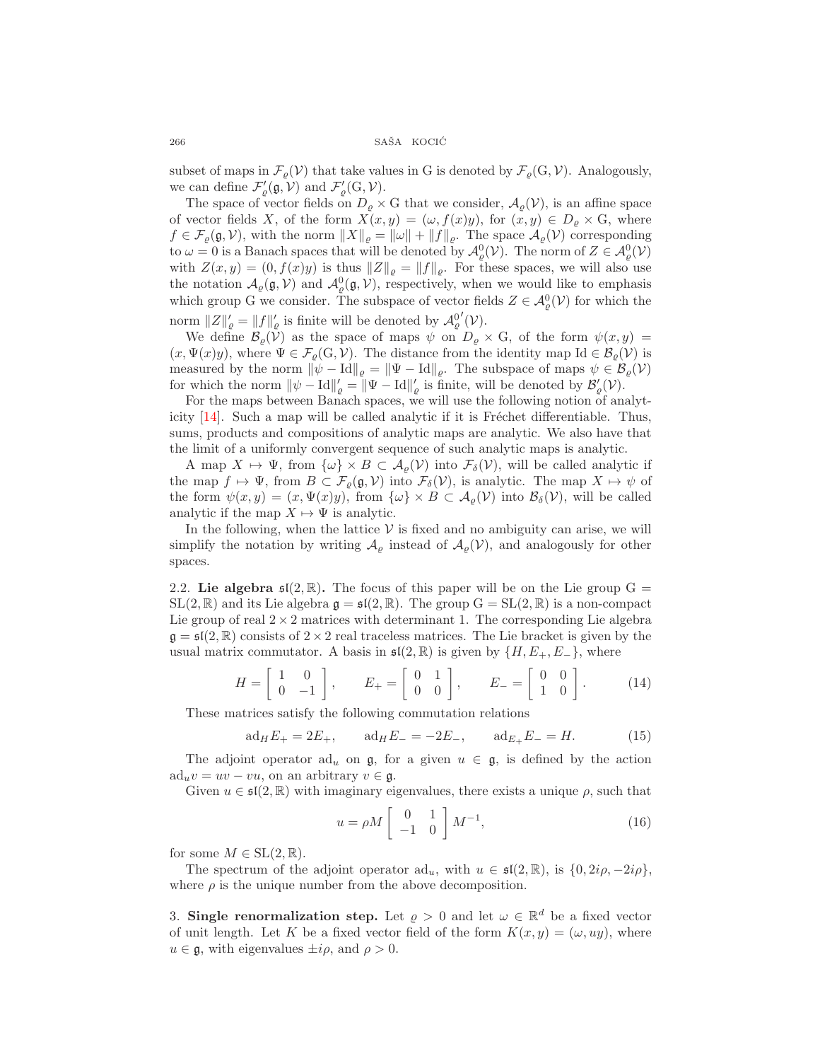subset of maps in $\mathcal{F}_\varrho(\mathcal{V})$ that take values in G is denoted by $\mathcal{F}_\varrho(\mathrm{G}, \mathcal{V})$. Analogously, we can define $\mathcal{F}'_\varrho(\mathfrak{g}, \mathcal{V})$ and $\mathcal{F}'_\varrho(\mathrm{G}, \mathcal{V})$.

The space of vector fields on $D_\varrho \times \mathrm{G}$ that we consider, $\mathcal{A}_\varrho(\mathcal{V})$, is an affine space of vector fields $X$, of the form $X(x, y) = (\omega, f(x)y)$, for $(x, y) \in D_\varrho \times \mathrm{G}$, where $f \in \mathcal{F}_\varrho(\mathfrak{g}, \mathcal{V})$, with the norm $\|X\|_\varrho = \|\omega\| + \|f\|_\varrho$. The space $\mathcal{A}_\varrho(\mathcal{V})$ corresponding to $\omega = 0$ is a Banach spaces that will be denoted by $\mathcal{A}^0_\varrho(\mathcal{V})$. The norm of $Z \in \mathcal{A}^0_\varrho(\mathcal{V})$ with $Z(x, y) = (0, f(x)y)$ is thus $\|Z\|_\varrho = \|f\|_\varrho$. For these spaces, we will also use the notation $\mathcal{A}_\varrho(\mathfrak{g}, \mathcal{V})$ and $\mathcal{A}^0_\varrho(\mathfrak{g}, \mathcal{V})$, respectively, when we would like to emphasis which group G we consider. The subspace of vector fields $Z \in \mathcal{A}^0_\varrho(\mathcal{V})$ for which the norm $\|Z\|'_\varrho = \|f\|'_\varrho$ is finite will be denoted by $\mathcal{A}^{0\prime}_\varrho(\mathcal{V})$.

We define $\mathcal{B}_\varrho(\mathcal{V})$ as the space of maps $\psi$ on $D_\varrho \times \mathrm{G}$, of the form $\psi(x, y) = (x, \Psi(x)y)$, where $\Psi \in \mathcal{F}_\varrho(\mathrm{G}, \mathcal{V})$. The distance from the identity map $\mathrm{Id} \in \mathcal{B}_\varrho(\mathcal{V})$ is measured by the norm $\|\psi - \mathrm{Id}\|_\varrho = \|\Psi - \mathrm{Id}\|_\varrho$. The subspace of maps $\psi \in \mathcal{B}_\varrho(\mathcal{V})$ for which the norm $\|\psi - \mathrm{Id}\|'_\varrho = \|\Psi - \mathrm{Id}\|'_\varrho$ is finite, will be denoted by $\mathcal{B}'_\varrho(\mathcal{V})$.

For the maps between Banach spaces, we will use the following notion of analyticity [14]. Such a map will be called analytic if it is Fréchet differentiable. Thus, sums, products and compositions of analytic maps are analytic. We also have that the limit of a uniformly convergent sequence of such analytic maps is analytic.

A map $X \mapsto \Psi$, from $\{\omega\} \times B \subset \mathcal{A}_\varrho(\mathcal{V})$ into $\mathcal{F}_\delta(\mathcal{V})$, will be called analytic if the map $f \mapsto \Psi$, from $B \subset \mathcal{F}_\varrho(\mathfrak{g}, \mathcal{V})$ into $\mathcal{F}_\delta(\mathcal{V})$, is analytic. The map $X \mapsto \psi$ of the form $\psi(x, y) = (x, \Psi(x)y)$, from $\{\omega\} \times B \subset \mathcal{A}_\varrho(\mathcal{V})$ into $\mathcal{B}_\delta(\mathcal{V})$, will be called analytic if the map $X \mapsto \Psi$ is analytic.

In the following, when the lattice $\mathcal{V}$ is fixed and no ambiguity can arise, we will simplify the notation by writing $\mathcal{A}_\varrho$ instead of $\mathcal{A}_\varrho(\mathcal{V})$, and analogously for other spaces.

### 2.2. Lie algebra $\mathfrak{sl}(2, \mathbb{R})$.

The focus of this paper will be on the Lie group $\mathrm{G} = \mathrm{SL}(2, \mathbb{R})$ and its Lie algebra $\mathfrak{g} = \mathfrak{sl}(2, \mathbb{R})$. The group $\mathrm{G} = \mathrm{SL}(2, \mathbb{R})$ is a non-compact Lie group of real $2 \times 2$ matrices with determinant 1. The corresponding Lie algebra $\mathfrak{g} = \mathfrak{sl}(2, \mathbb{R})$ consists of $2 \times 2$ real traceless matrices. The Lie bracket is given by the usual matrix commutator. A basis in $\mathfrak{sl}(2, \mathbb{R})$ is given by $\{H, E_+, E_-\}$, where

$$H = \begin{bmatrix} 1 & 0 \\ 0 & -1 \end{bmatrix}, \qquad E_+ = \begin{bmatrix} 0 & 1 \\ 0 & 0 \end{bmatrix}, \qquad E_- = \begin{bmatrix} 0 & 0 \\ 1 & 0 \end{bmatrix}. \tag{14}$$

These matrices satisfy the following commutation relations

$$\mathrm{ad}_H E_+ = 2E_+, \qquad \mathrm{ad}_H E_- = -2E_-, \qquad \mathrm{ad}_{E_+} E_- = H. \tag{15}$$

The adjoint operator $\mathrm{ad}_u$ on $\mathfrak{g}$, for a given $u \in \mathfrak{g}$, is defined by the action $\mathrm{ad}_u v = uv - vu$, on an arbitrary $v \in \mathfrak{g}$.

Given $u \in \mathfrak{sl}(2, \mathbb{R})$ with imaginary eigenvalues, there exists a unique $\rho$, such that

$$u = \rho M \begin{bmatrix} 0 & 1 \\ -1 & 0 \end{bmatrix} M^{-1}, \tag{16}$$

for some $M \in \mathrm{SL}(2, \mathbb{R})$.

The spectrum of the adjoint operator $\mathrm{ad}_u$, with $u \in \mathfrak{sl}(2, \mathbb{R})$, is $\{0, 2i\rho, -2i\rho\}$, where $\rho$ is the unique number from the above decomposition.

## 3. Single renormalization step.

Let $\varrho > 0$ and let $\omega \in \mathbb{R}^d$ be a fixed vector of unit length. Let $K$ be a fixed vector field of the form $K(x, y) = (\omega, uy)$, where $u \in \mathfrak{g}$, with eigenvalues $\pm i\rho$, and $\rho > 0$.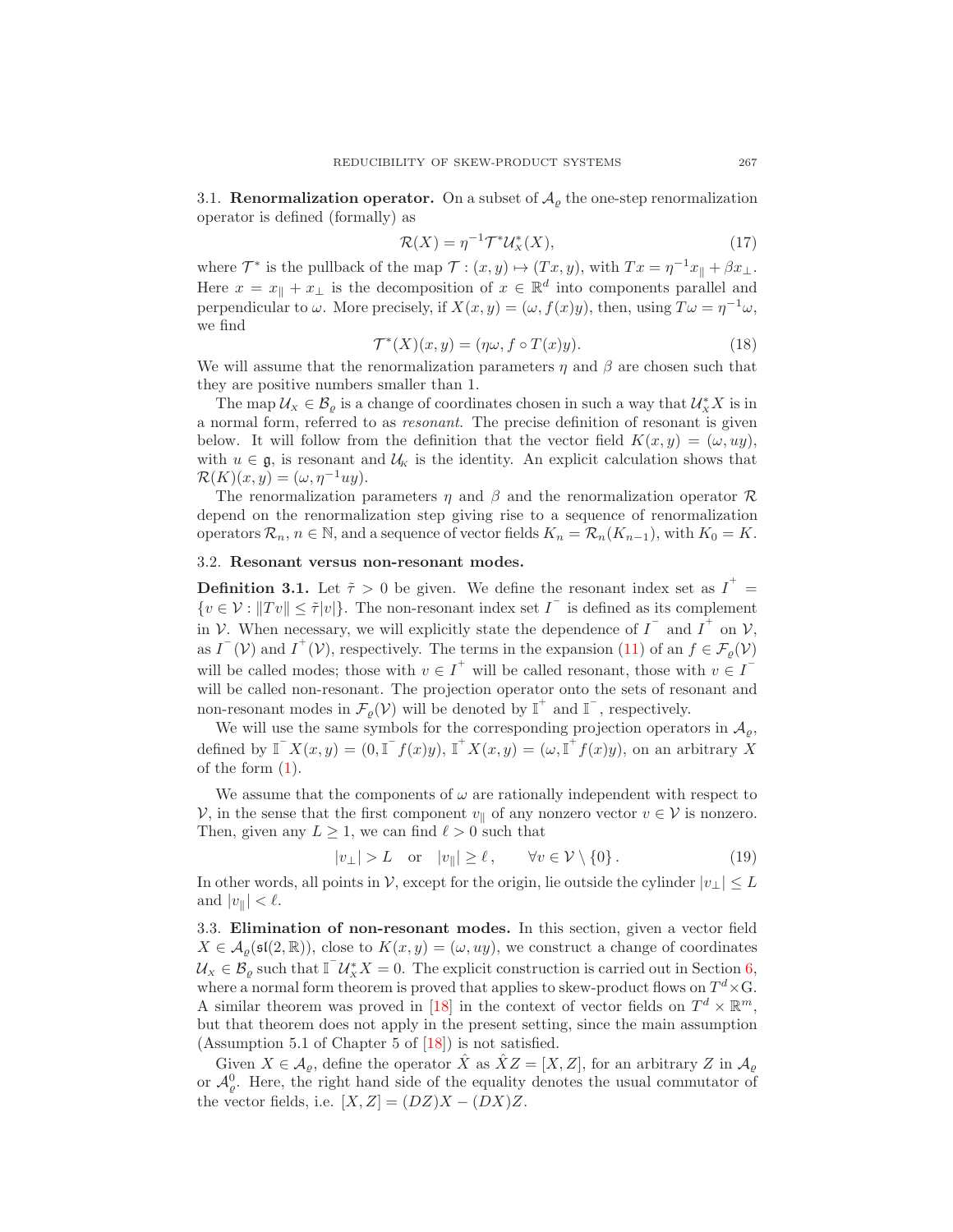### 3.1. Renormalization operator.

On a subset of $\mathcal{A}_\varrho$ the one-step renormalization operator is defined (formally) as

$$\mathcal{R}(X) = \eta^{-1}\mathcal{T}^*\mathcal{U}_X^*(X), \tag{17}$$

where $\mathcal{T}^*$ is the pullback of the map $\mathcal{T} : (x, y) \mapsto (Tx, y)$, with $Tx = \eta^{-1}x_\parallel + \beta x_\perp$. Here $x = x_\parallel + x_\perp$ is the decomposition of $x \in \mathbb{R}^d$ into components parallel and perpendicular to $\omega$. More precisely, if $X(x, y) = (\omega, f(x)y)$, then, using $T\omega = \eta^{-1}\omega$, we find

$$\mathcal{T}^*(X)(x, y) = (\eta\omega, f \circ T(x)y). \tag{18}$$

We will assume that the renormalization parameters $\eta$ and $\beta$ are chosen such that they are positive numbers smaller than 1.

The map $\mathcal{U}_X \in \mathcal{B}_\varrho$ is a change of coordinates chosen in such a way that $\mathcal{U}_X^* X$ is in a normal form, referred to as *resonant*. The precise definition of resonant is given below. It will follow from the definition that the vector field $K(x, y) = (\omega, uy)$, with $u \in \mathfrak{g}$, is resonant and $\mathcal{U}_K$ is the identity. An explicit calculation shows that $\mathcal{R}(K)(x, y) = (\omega, \eta^{-1}uy)$.

The renormalization parameters $\eta$ and $\beta$ and the renormalization operator $\mathcal{R}$ depend on the renormalization step giving rise to a sequence of renormalization operators $\mathcal{R}_n$, $n \in \mathbb{N}$, and a sequence of vector fields $K_n = \mathcal{R}_n(K_{n-1})$, with $K_0 = K$.

### 3.2. Resonant versus non-resonant modes.

**Definition 3.1.** Let $\tilde{\tau} > 0$ be given. We define the resonant index set as $I^+ = \{v \in \mathcal{V} : \|Tv\| \le \tilde{\tau}|v|\}$. The non-resonant index set $I^-$ is defined as its complement in $\mathcal{V}$. When necessary, we will explicitly state the dependence of $I^-$ and $I^+$ on $\mathcal{V}$, as $I^-(\mathcal{V})$ and $I^+(\mathcal{V})$, respectively. The terms in the expansion (11) of an $f \in \mathcal{F}_\varrho(\mathcal{V})$ will be called modes; those with $v \in I^+$ will be called resonant, those with $v \in I^-$ will be called non-resonant. The projection operator onto the sets of resonant and non-resonant modes in $\mathcal{F}_\varrho(\mathcal{V})$ will be denoted by $\mathbb{I}^+$ and $\mathbb{I}^-$, respectively.

We will use the same symbols for the corresponding projection operators in $\mathcal{A}_\varrho$, defined by $\mathbb{I}^- X(x, y) = (0, \mathbb{I}^- f(x)y)$, $\mathbb{I}^+ X(x, y) = (\omega, \mathbb{I}^+ f(x)y)$, on an arbitrary $X$ of the form (1).

We assume that the components of $\omega$ are rationally independent with respect to $\mathcal{V}$, in the sense that the first component $v_\parallel$ of any nonzero vector $v \in \mathcal{V}$ is nonzero. Then, given any $L \ge 1$, we can find $\ell > 0$ such that

$$|v_\perp| > L \quad \text{or} \quad |v_\parallel| \ge \ell, \qquad \forall v \in \mathcal{V} \setminus \{0\}. \tag{19}$$

In other words, all points in $\mathcal{V}$, except for the origin, lie outside the cylinder $|v_\perp| \le L$ and $|v_\parallel| < \ell$.

### 3.3. Elimination of non-resonant modes.

In this section, given a vector field $X \in \mathcal{A}_\varrho(\mathfrak{sl}(2, \mathbb{R}))$, close to $K(x, y) = (\omega, uy)$, we construct a change of coordinates $\mathcal{U}_X \in \mathcal{B}_\varrho$ such that $\mathbb{I}^- \mathcal{U}_X^* X = 0$. The explicit construction is carried out in Section 6, where a normal form theorem is proved that applies to skew-product flows on $T^d \times \mathrm{G}$. A similar theorem was proved in [18] in the context of vector fields on $T^d \times \mathbb{R}^m$, but that theorem does not apply in the present setting, since the main assumption (Assumption 5.1 of Chapter 5 of [18]) is not satisfied.

Given $X \in \mathcal{A}_\varrho$, define the operator $\hat{X}$ as $\hat{X}Z = [X, Z]$, for an arbitrary $Z$ in $\mathcal{A}_\varrho$ or $\mathcal{A}_\varrho^0$. Here, the right hand side of the equality denotes the usual commutator of the vector fields, i.e. $[X, Z] = (DZ)X - (DX)Z$.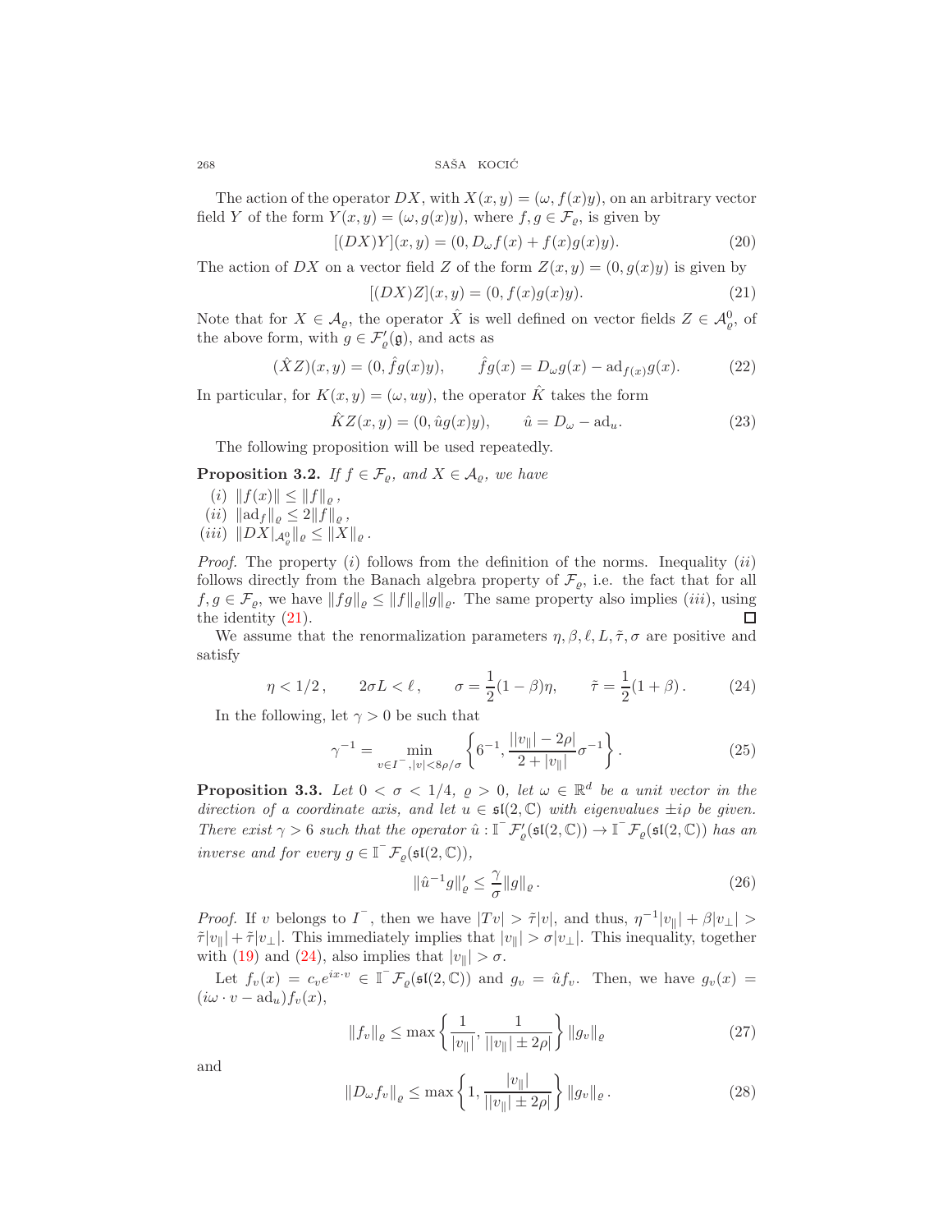The action of the operator $DX$, with $X(x,y)=(\omega, f(x)y)$, on an arbitrary vector field $Y$ of the form $Y(x,y)=(\omega, g(x)y)$, where $f,g\in\mathcal{F}_\varrho$, is given by

$$[(DX)Y](x,y)=(0, D_\omega f(x)+f(x)g(x)y). \tag{20}$$

The action of $DX$ on a vector field $Z$ of the form $Z(x,y)=(0,g(x)y)$ is given by

$$[(DX)Z](x,y)=(0, f(x)g(x)y). \tag{21}$$

Note that for $X\in\mathcal{A}_\varrho$, the operator $\hat{X}$ is well defined on vector fields $Z\in\mathcal{A}^0_\varrho$, of the above form, with $g\in\mathcal{F}'_\varrho(\mathfrak{g})$, and acts as

$$(\hat{X}Z)(x,y)=(0,\hat{f}g(x)y), \qquad \hat{f}g(x)=D_\omega g(x)-\mathrm{ad}_{f(x)}g(x). \tag{22}$$

In particular, for $K(x,y)=(\omega, uy)$, the operator $\hat{K}$ takes the form

$$\hat{K}Z(x,y)=(0,\hat{u}g(x)y), \qquad \hat{u}=D_\omega-\mathrm{ad}_u. \tag{23}$$

The following proposition will be used repeatedly.

**Proposition 3.2.** *If $f\in\mathcal{F}_\varrho$, and $X\in\mathcal{A}_\varrho$, we have*

(*i*) $\|f(x)\|\le\|f\|_\varrho$ ,

(*ii*) $\|\mathrm{ad}_f\|_\varrho\le 2\|f\|_\varrho$ ,

(*iii*) $\|DX|_{\mathcal{A}^0_\varrho}\|_\varrho\le\|X\|_\varrho$ .

*Proof.* The property $(i)$ follows from the definition of the norms. Inequality $(ii)$ follows directly from the Banach algebra property of $\mathcal{F}_\varrho$, i.e. the fact that for all $f,g\in\mathcal{F}_\varrho$, we have $\|fg\|_\varrho\le\|f\|_\varrho\|g\|_\varrho$. The same property also implies $(iii)$, using the identity (21). ☐

We assume that the renormalization parameters $\eta,\beta,\ell,L,\tilde{\tau},\sigma$ are positive and satisfy

$$\eta<1/2\,, \qquad 2\sigma L<\ell\,, \qquad \sigma=\frac{1}{2}(1-\beta)\eta, \qquad \tilde{\tau}=\frac{1}{2}(1+\beta)\,. \tag{24}$$

In the following, let $\gamma>0$ be such that

$$\gamma^{-1}=\min_{v\in I^-,|v|<8\rho/\sigma}\left\{6^{-1},\frac{||v_\parallel|-2\rho|}{2+|v_\parallel|}\sigma^{-1}\right\}. \tag{25}$$

**Proposition 3.3.** *Let $0<\sigma<1/4$, $\varrho>0$, let $\omega\in\mathbb{R}^d$ be a unit vector in the direction of a coordinate axis, and let $u\in\mathfrak{sl}(2,\mathbb{C})$ with eigenvalues $\pm i\rho$ be given. There exist $\gamma>6$ such that the operator $\hat{u}:\mathbb{I}^-\mathcal{F}'_\varrho(\mathfrak{sl}(2,\mathbb{C}))\to\mathbb{I}^-\mathcal{F}_\varrho(\mathfrak{sl}(2,\mathbb{C}))$ has an inverse and for every $g\in\mathbb{I}^-\mathcal{F}_\varrho(\mathfrak{sl}(2,\mathbb{C}))$,*

$$\|\hat{u}^{-1}g\|'_\varrho\le\frac{\gamma}{\sigma}\|g\|_\varrho\,. \tag{26}$$

*Proof.* If $v$ belongs to $I^-$, then we have $|Tv|>\tilde{\tau}|v|$, and thus, $\eta^{-1}|v_\parallel|+\beta|v_\perp|>\tilde{\tau}|v_\parallel|+\tilde{\tau}|v_\perp|$. This immediately implies that $|v_\parallel|>\sigma|v_\perp|$. This inequality, together with (19) and (24), also implies that $|v_\parallel|>\sigma$.

Let $f_v(x)=c_ve^{ix\cdot v}\in\mathbb{I}^-\mathcal{F}_\varrho(\mathfrak{sl}(2,\mathbb{C}))$ and $g_v=\hat{u}f_v$. Then, we have $g_v(x)=(i\omega\cdot v-\mathrm{ad}_u)f_v(x)$,

$$\|f_v\|_\varrho\le\max\left\{\frac{1}{|v_\parallel|},\frac{1}{||v_\parallel|\pm 2\rho|}\right\}\|g_v\|_\varrho \tag{27}$$

and

$$\|D_\omega f_v\|_\varrho\le\max\left\{1,\frac{|v_\parallel|}{||v_\parallel|\pm 2\rho|}\right\}\|g_v\|_\varrho\,. \tag{28}$$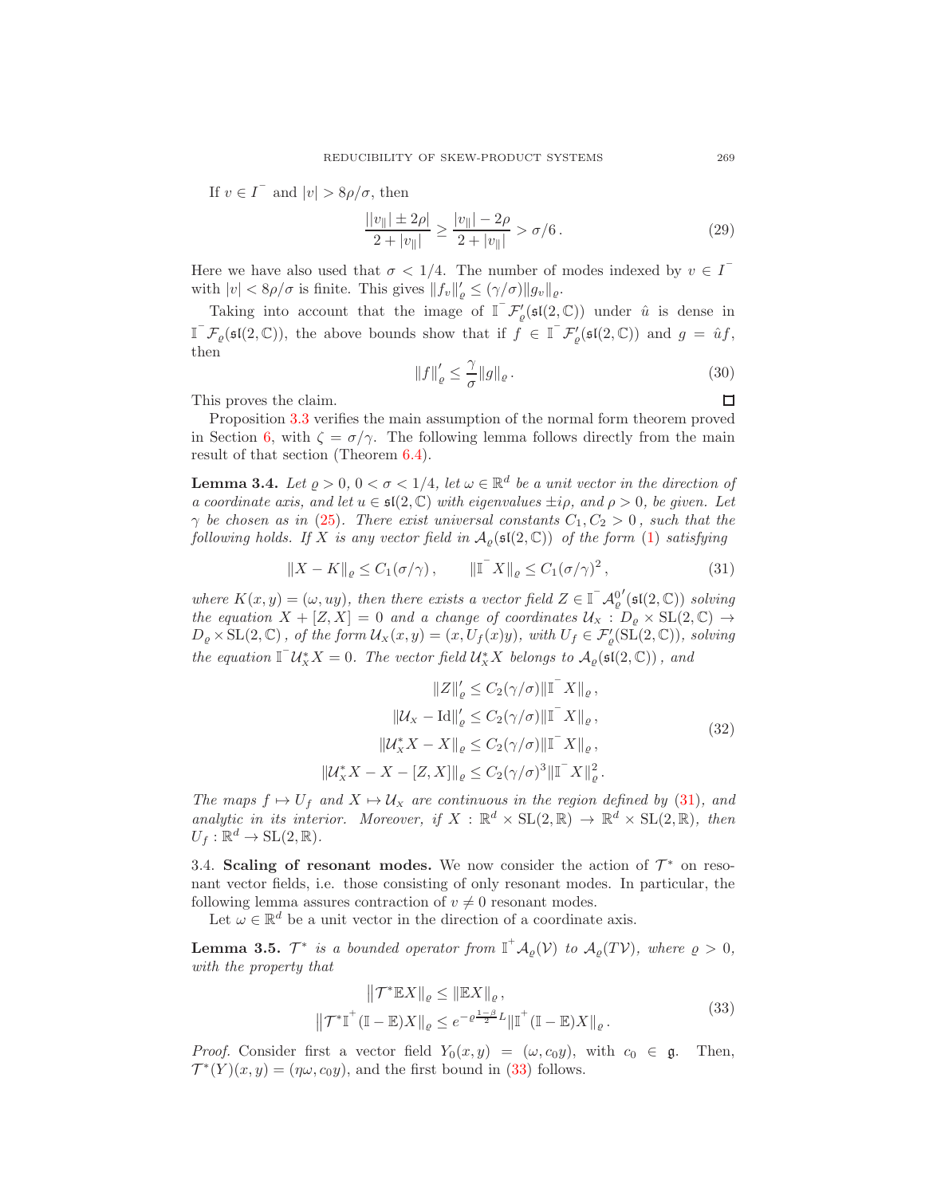If $v \in I^-$ and $|v| > 8\rho/\sigma$, then

$$\frac{||v_\parallel| \pm 2\rho|}{2 + |v_\parallel|} \geq \frac{|v_\parallel| - 2\rho}{2 + |v_\parallel|} > \sigma/6 \,. \tag{29}$$

Here we have also used that $\sigma < 1/4$. The number of modes indexed by $v \in I^-$ with $|v| < 8\rho/\sigma$ is finite. This gives $\|f_v\|'_\varrho \leq (\gamma/\sigma)\|g_v\|_\varrho$.

Taking into account that the image of $\mathbb{I}^- \mathcal{F}'_\varrho(\mathfrak{sl}(2,\mathbb{C}))$ under $\hat{u}$ is dense in $\mathbb{I}^- \mathcal{F}_\varrho(\mathfrak{sl}(2,\mathbb{C}))$, the above bounds show that if $f \in \mathbb{I}^- \mathcal{F}'_\varrho(\mathfrak{sl}(2,\mathbb{C}))$ and $g = \hat{u}f$, then

$$\|f\|'_\varrho \leq \frac{\gamma}{\sigma}\|g\|_\varrho \,. \tag{30}$$

This proves the claim. ∎

Proposition 3.3 verifies the main assumption of the normal form theorem proved in Section 6, with $\zeta = \sigma/\gamma$. The following lemma follows directly from the main result of that section (Theorem 6.4).

**Lemma 3.4.** *Let $\varrho > 0$, $0 < \sigma < 1/4$, let $\omega \in \mathbb{R}^d$ be a unit vector in the direction of a coordinate axis, and let $u \in \mathfrak{sl}(2,\mathbb{C})$ with eigenvalues $\pm i\rho$, and $\rho > 0$, be given. Let $\gamma$ be chosen as in (25). There exist universal constants $C_1, C_2 > 0$, such that the following holds. If $X$ is any vector field in $\mathcal{A}_\varrho(\mathfrak{sl}(2,\mathbb{C}))$ of the form (1) satisfying*

$$\|X - K\|_\varrho \leq C_1(\sigma/\gamma) \,, \qquad \|\mathbb{I}^- X\|_\varrho \leq C_1(\sigma/\gamma)^2 \,, \tag{31}$$

*where $K(x,y) = (\omega, uy)$, then there exists a vector field $Z \in \mathbb{I}^- \mathcal{A}^{0\,\prime}_\varrho(\mathfrak{sl}(2,\mathbb{C}))$ solving the equation $X + [Z,X] = 0$ and a change of coordinates $\mathcal{U}_X : D_\varrho \times \mathrm{SL}(2,\mathbb{C}) \to D_\varrho \times \mathrm{SL}(2,\mathbb{C})$, of the form $\mathcal{U}_X(x,y) = (x, U_f(x)y)$, with $U_f \in \mathcal{F}'_\varrho(\mathrm{SL}(2,\mathbb{C}))$, solving the equation $\mathbb{I}^- \mathcal{U}_X^* X = 0$. The vector field $\mathcal{U}_X^* X$ belongs to $\mathcal{A}_\varrho(\mathfrak{sl}(2,\mathbb{C}))$, and*

$$\begin{aligned}
\|Z\|'_\varrho &\leq C_2(\gamma/\sigma)\|\mathbb{I}^- X\|_\varrho \,, \\
\|\mathcal{U}_X - \mathrm{Id}\|'_\varrho &\leq C_2(\gamma/\sigma)\|\mathbb{I}^- X\|_\varrho \,, \\
\|\mathcal{U}_X^* X - X\|_\varrho &\leq C_2(\gamma/\sigma)\|\mathbb{I}^- X\|_\varrho \,, \\
\|\mathcal{U}_X^* X - X - [Z,X]\|_\varrho &\leq C_2(\gamma/\sigma)^3\|\mathbb{I}^- X\|^2_\varrho \,.
\end{aligned} \tag{32}$$

*The maps $f \mapsto U_f$ and $X \mapsto \mathcal{U}_X$ are continuous in the region defined by (31), and analytic in its interior. Moreover, if $X : \mathbb{R}^d \times \mathrm{SL}(2,\mathbb{R}) \to \mathbb{R}^d \times \mathrm{SL}(2,\mathbb{R})$, then $U_f : \mathbb{R}^d \to \mathrm{SL}(2,\mathbb{R})$.*

### 3.4. **Scaling of resonant modes.**

We now consider the action of $\mathcal{T}^*$ on resonant vector fields, i.e. those consisting of only resonant modes. In particular, the following lemma assures contraction of $v \neq 0$ resonant modes.

Let $\omega \in \mathbb{R}^d$ be a unit vector in the direction of a coordinate axis.

**Lemma 3.5.** *$\mathcal{T}^*$ is a bounded operator from $\mathbb{I}^+ \mathcal{A}_\varrho(\mathcal{V})$ to $\mathcal{A}_\varrho(T\mathcal{V})$, where $\varrho > 0$, with the property that*

$$\begin{aligned}
\left\|\mathcal{T}^* \mathbb{E} X\right\|_\varrho &\leq \|\mathbb{E} X\|_\varrho \,, \\
\left\|\mathcal{T}^* \mathbb{I}^+ (\mathbb{I} - \mathbb{E}) X\right\|_\varrho &\leq e^{-\varrho \frac{1-\beta}{2} L}\|\mathbb{I}^+ (\mathbb{I} - \mathbb{E}) X\|_\varrho \,.
\end{aligned} \tag{33}$$

*Proof.* Consider first a vector field $Y_0(x,y) = (\omega, c_0 y)$, with $c_0 \in \mathfrak{g}$. Then, $\mathcal{T}^*(Y)(x,y) = (\eta\omega, c_0 y)$, and the first bound in (33) follows.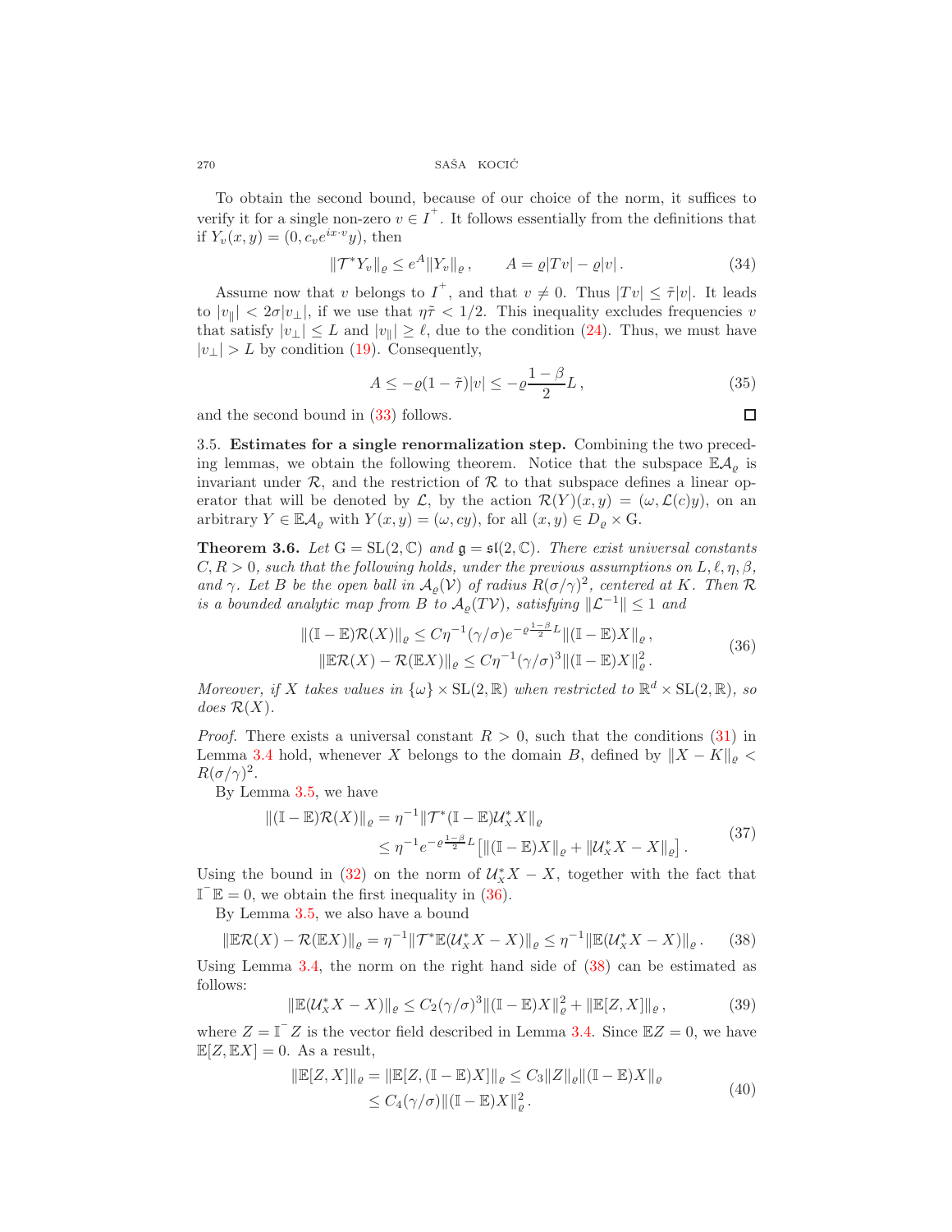To obtain the second bound, because of our choice of the norm, it suffices to verify it for a single non-zero $v \in I^{+}$. It follows essentially from the definitions that if $Y_v(x,y) = (0, c_v e^{ix\cdot v} y)$, then

$$\|\mathcal{T}^* Y_v\|_\varrho \le e^{A} \|Y_v\|_\varrho\,, \qquad A = \varrho|Tv| - \varrho|v|\,. \tag{34}$$

Assume now that $v$ belongs to $I^{+}$, and that $v \neq 0$. Thus $|Tv| \le \tilde{\tau}|v|$. It leads to $|v_\parallel| < 2\sigma|v_\perp|$, if we use that $\eta\tilde{\tau} < 1/2$. This inequality excludes frequencies $v$ that satisfy $|v_\perp| \le L$ and $|v_\parallel| \ge \ell$, due to the condition (24). Thus, we must have $|v_\perp| > L$ by condition (19). Consequently,

$$A \le -\varrho(1-\tilde{\tau})|v| \le -\varrho\frac{1-\beta}{2}L\,, \tag{35}$$

and the second bound in (33) follows. $\square$

3.5. **Estimates for a single renormalization step.** Combining the two preceding lemmas, we obtain the following theorem. Notice that the subspace $\mathbb{E}\mathcal{A}_\varrho$ is invariant under $\mathcal{R}$, and the restriction of $\mathcal{R}$ to that subspace defines a linear operator that will be denoted by $\mathcal{L}$, by the action $\mathcal{R}(Y)(x,y) = (\omega, \mathcal{L}(c)y)$, on an arbitrary $Y \in \mathbb{E}\mathcal{A}_\varrho$ with $Y(x,y) = (\omega, cy)$, for all $(x,y) \in D_\varrho \times \mathrm{G}$.

**Theorem 3.6.** *Let $\mathrm{G} = \mathrm{SL}(2,\mathbb{C})$ and $\mathfrak{g} = \mathfrak{sl}(2,\mathbb{C})$. There exist universal constants $C, R > 0$, such that the following holds, under the previous assumptions on $L, \ell, \eta, \beta$, and $\gamma$. Let $B$ be the open ball in $\mathcal{A}_\varrho(\mathcal{V})$ of radius $R(\sigma/\gamma)^2$, centered at $K$. Then $\mathcal{R}$ is a bounded analytic map from $B$ to $\mathcal{A}_\varrho(T\mathcal{V})$, satisfying $\|\mathcal{L}^{-1}\| \le 1$ and*

$$\begin{aligned}
\|(\mathbb{I}-\mathbb{E})\mathcal{R}(X)\|_\varrho &\le C\eta^{-1}(\gamma/\sigma)e^{-\varrho\frac{1-\beta}{2}L}\|(\mathbb{I}-\mathbb{E})X\|_\varrho\,,\\
\|\mathbb{E}\mathcal{R}(X) - \mathcal{R}(\mathbb{E}X)\|_\varrho &\le C\eta^{-1}(\gamma/\sigma)^3\|(\mathbb{I}-\mathbb{E})X\|_\varrho^2\,.
\end{aligned} \tag{36}$$

*Moreover, if $X$ takes values in $\{\omega\} \times \mathrm{SL}(2,\mathbb{R})$ when restricted to $\mathbb{R}^d \times \mathrm{SL}(2,\mathbb{R})$, so does $\mathcal{R}(X)$.*

*Proof.* There exists a universal constant $R > 0$, such that the conditions (31) in Lemma 3.4 hold, whenever $X$ belongs to the domain $B$, defined by $\|X - K\|_\varrho < R(\sigma/\gamma)^2$.

By Lemma 3.5, we have

$$\begin{aligned}
\|(\mathbb{I}-\mathbb{E})\mathcal{R}(X)\|_\varrho &= \eta^{-1}\|\mathcal{T}^*(\mathbb{I}-\mathbb{E})\mathcal{U}_X^* X\|_\varrho\\
&\le \eta^{-1}e^{-\varrho\frac{1-\beta}{2}L}\left[\|(\mathbb{I}-\mathbb{E})X\|_\varrho + \|\mathcal{U}_X^* X - X\|_\varrho\right].
\end{aligned} \tag{37}$$

Using the bound in (32) on the norm of $\mathcal{U}_X^* X - X$, together with the fact that $\mathbb{I}^{-}\mathbb{E} = 0$, we obtain the first inequality in (36).

By Lemma 3.5, we also have a bound

$$\|\mathbb{E}\mathcal{R}(X) - \mathcal{R}(\mathbb{E}X)\|_\varrho = \eta^{-1}\|\mathcal{T}^*\mathbb{E}(\mathcal{U}_X^* X - X)\|_\varrho \le \eta^{-1}\|\mathbb{E}(\mathcal{U}_X^* X - X)\|_\varrho\,. \tag{38}$$

Using Lemma 3.4, the norm on the right hand side of (38) can be estimated as follows:

$$\|\mathbb{E}(\mathcal{U}_X^* X - X)\|_\varrho \le C_2(\gamma/\sigma)^3\|(\mathbb{I}-\mathbb{E})X\|_\varrho^2 + \|\mathbb{E}[Z,X]\|_\varrho\,, \tag{39}$$

where $Z = \mathbb{I}^{-}Z$ is the vector field described in Lemma 3.4. Since $\mathbb{E}Z = 0$, we have $\mathbb{E}[Z, \mathbb{E}X] = 0$. As a result,

$$\begin{aligned}
\|\mathbb{E}[Z,X]\|_\varrho = \|\mathbb{E}[Z,(\mathbb{I}-\mathbb{E})X]\|_\varrho &\le C_3\|Z\|_\varrho\|(\mathbb{I}-\mathbb{E})X\|_\varrho\\
&\le C_4(\gamma/\sigma)\|(\mathbb{I}-\mathbb{E})X\|_\varrho^2\,.
\end{aligned} \tag{40}$$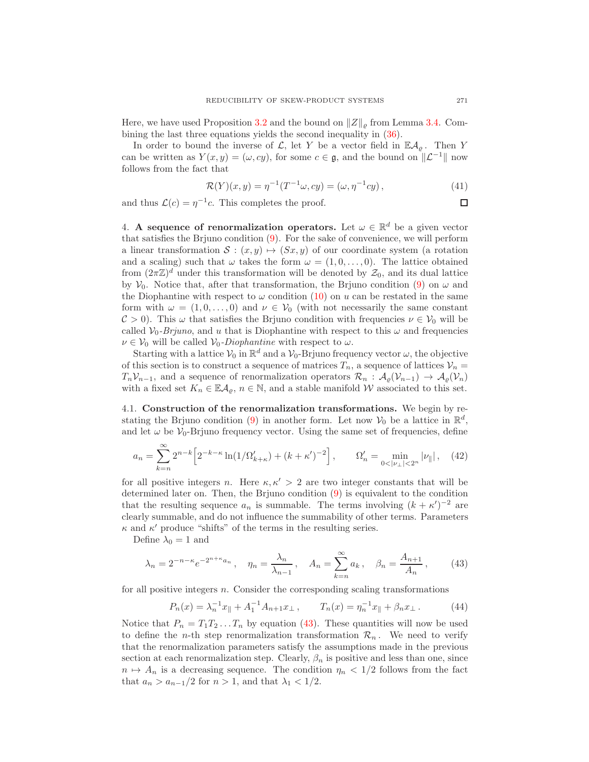Here, we have used Proposition 3.2 and the bound on $\|Z\|_\varrho$ from Lemma 3.4. Combining the last three equations yields the second inequality in (36).

In order to bound the inverse of $\mathcal{L}$, let $Y$ be a vector field in $\mathbb{E}\mathcal{A}_\varrho$. Then $Y$ can be written as $Y(x,y) = (\omega, cy)$, for some $c \in \mathfrak{g}$, and the bound on $\|\mathcal{L}^{-1}\|$ now follows from the fact that

$$\mathcal{R}(Y)(x,y) = \eta^{-1}(T^{-1}\omega, cy) = (\omega, \eta^{-1}cy)\,, \tag{41}$$

and thus $\mathcal{L}(c) = \eta^{-1}c$. This completes the proof. ◻

## 4. A sequence of renormalization operators.

Let $\omega \in \mathbb{R}^d$ be a given vector that satisfies the Brjuno condition (9). For the sake of convenience, we will perform a linear transformation $\mathcal{S} : (x,y) \mapsto (Sx, y)$ of our coordinate system (a rotation and a scaling) such that $\omega$ takes the form $\omega = (1, 0, \ldots, 0)$. The lattice obtained from $(2\pi\mathbb{Z})^d$ under this transformation will be denoted by $\mathcal{Z}_0$, and its dual lattice by $\mathcal{V}_0$. Notice that, after that transformation, the Brjuno condition (9) on $\omega$ and the Diophantine with respect to $\omega$ condition (10) on $u$ can be restated in the same form with $\omega = (1, 0, \ldots, 0)$ and $\nu \in \mathcal{V}_0$ (with not necessarily the same constant $\mathcal{C} > 0$). This $\omega$ that satisfies the Brjuno condition with frequencies $\nu \in \mathcal{V}_0$ will be called $\mathcal{V}_0$-*Brjuno*, and $u$ that is Diophantine with respect to this $\omega$ and frequencies $\nu \in \mathcal{V}_0$ will be called $\mathcal{V}_0$-*Diophantine* with respect to $\omega$.

Starting with a lattice $\mathcal{V}_0$ in $\mathbb{R}^d$ and a $\mathcal{V}_0$-Brjuno frequency vector $\omega$, the objective of this section is to construct a sequence of matrices $T_n$, a sequence of lattices $\mathcal{V}_n = T_n\mathcal{V}_{n-1}$, and a sequence of renormalization operators $\mathcal{R}_n : \mathcal{A}_\varrho(\mathcal{V}_{n-1}) \to \mathcal{A}_\varrho(\mathcal{V}_n)$ with a fixed set $K_n \in \mathbb{E}\mathcal{A}_\varrho$, $n \in \mathbb{N}$, and a stable manifold $\mathcal{W}$ associated to this set.

### 4.1. Construction of the renormalization transformations.

We begin by restating the Brjuno condition (9) in another form. Let now $\mathcal{V}_0$ be a lattice in $\mathbb{R}^d$, and let $\omega$ be $\mathcal{V}_0$-Brjuno frequency vector. Using the same set of frequencies, define

$$a_n = \sum_{k=n}^{\infty} 2^{n-k}\Big[2^{-k-\kappa}\ln(1/\Omega'_{k+\kappa}) + (k+\kappa')^{-2}\Big]\,, \qquad \Omega'_n = \min_{0<|\nu_\perp|<2^n} |\nu_\parallel|\,, \tag{42}$$

for all positive integers $n$. Here $\kappa, \kappa' > 2$ are two integer constants that will be determined later on. Then, the Brjuno condition (9) is equivalent to the condition that the resulting sequence $a_n$ is summable. The terms involving $(k+\kappa')^{-2}$ are clearly summable, and do not influence the summability of other terms. Parameters $\kappa$ and $\kappa'$ produce "shifts" of the terms in the resulting series.

Define $\lambda_0 = 1$ and

$$\lambda_n = 2^{-n-\kappa}e^{-2^{n+\kappa}a_n}\,, \quad \eta_n = \frac{\lambda_n}{\lambda_{n-1}}\,, \quad A_n = \sum_{k=n}^{\infty} a_k\,, \quad \beta_n = \frac{A_{n+1}}{A_n}\,, \tag{43}$$

for all positive integers $n$. Consider the corresponding scaling transformations

$$P_n(x) = \lambda_n^{-1}x_\parallel + A_1^{-1}A_{n+1}x_\perp\,, \qquad T_n(x) = \eta_n^{-1}x_\parallel + \beta_n x_\perp\,. \tag{44}$$

Notice that $P_n = T_1T_2\ldots T_n$ by equation (43). These quantities will now be used to define the $n$-th step renormalization transformation $\mathcal{R}_n$. We need to verify that the renormalization parameters satisfy the assumptions made in the previous section at each renormalization step. Clearly, $\beta_n$ is positive and less than one, since $n \mapsto A_n$ is a decreasing sequence. The condition $\eta_n < 1/2$ follows from the fact that $a_n > a_{n-1}/2$ for $n > 1$, and that $\lambda_1 < 1/2$.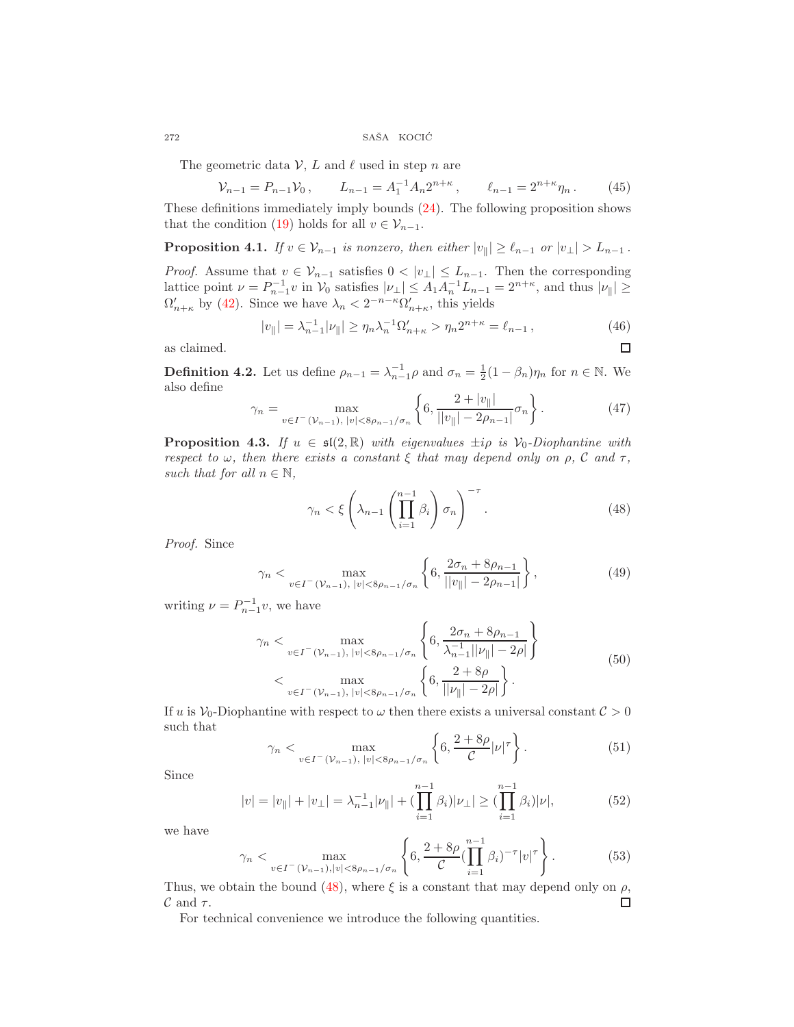The geometric data $\mathcal{V}$, $L$ and $\ell$ used in step $n$ are

$$\mathcal{V}_{n-1} = P_{n-1}\mathcal{V}_0\,, \qquad L_{n-1} = A_1^{-1}A_n 2^{n+\kappa}\,, \qquad \ell_{n-1} = 2^{n+\kappa}\eta_n\,. \tag{45}$$

These definitions immediately imply bounds (24). The following proposition shows that the condition (19) holds for all $v \in \mathcal{V}_{n-1}$.

**Proposition 4.1.** *If $v \in \mathcal{V}_{n-1}$ is nonzero, then either $|v_\parallel| \geq \ell_{n-1}$ or $|v_\perp| > L_{n-1}$.*

*Proof.* Assume that $v \in \mathcal{V}_{n-1}$ satisfies $0 < |v_\perp| \leq L_{n-1}$. Then the corresponding lattice point $\nu = P_{n-1}^{-1}v$ in $\mathcal{V}_0$ satisfies $|\nu_\perp| \leq A_1 A_n^{-1} L_{n-1} = 2^{n+\kappa}$, and thus $|\nu_\parallel| \geq \Omega'_{n+\kappa}$ by (42). Since we have $\lambda_n < 2^{-n-\kappa}\Omega'_{n+\kappa}$, this yields

$$|v_\parallel| = \lambda_{n-1}^{-1}|\nu_\parallel| \geq \eta_n \lambda_n^{-1}\Omega'_{n+\kappa} > \eta_n 2^{n+\kappa} = \ell_{n-1}\,, \tag{46}$$

as claimed. ∎

**Definition 4.2.** Let us define $\rho_{n-1} = \lambda_{n-1}^{-1}\rho$ and $\sigma_n = \frac{1}{2}(1-\beta_n)\eta_n$ for $n \in \mathbb{N}$. We also define

$$\gamma_n = \max_{v \in I^-(\mathcal{V}_{n-1}),\, |v| < 8\rho_{n-1}/\sigma_n} \left\{ 6, \frac{2+|v_\parallel|}{||v_\parallel| - 2\rho_{n-1}|}\sigma_n \right\}. \tag{47}$$

**Proposition 4.3.** *If $u \in \mathfrak{sl}(2,\mathbb{R})$ with eigenvalues $\pm i\rho$ is $\mathcal{V}_0$-Diophantine with respect to $\omega$, then there exists a constant $\xi$ that may depend only on $\rho$, $\mathcal{C}$ and $\tau$, such that for all $n \in \mathbb{N}$,*

$$\gamma_n < \xi \left( \lambda_{n-1} \left( \prod_{i=1}^{n-1} \beta_i \right) \sigma_n \right)^{-\tau}. \tag{48}$$

*Proof.* Since

$$\gamma_n < \max_{v \in I^-(\mathcal{V}_{n-1}),\, |v| < 8\rho_{n-1}/\sigma_n} \left\{ 6, \frac{2\sigma_n + 8\rho_{n-1}}{||v_\parallel| - 2\rho_{n-1}|} \right\}, \tag{49}$$

writing $\nu = P_{n-1}^{-1}v$, we have

$$\begin{aligned} \gamma_n &< \max_{v \in I^-(\mathcal{V}_{n-1}),\, |v| < 8\rho_{n-1}/\sigma_n} \left\{ 6, \frac{2\sigma_n + 8\rho_{n-1}}{\lambda_{n-1}^{-1}||\nu_\parallel| - 2\rho|} \right\} \\ &< \max_{v \in I^-(\mathcal{V}_{n-1}),\, |v| < 8\rho_{n-1}/\sigma_n} \left\{ 6, \frac{2 + 8\rho}{||\nu_\parallel| - 2\rho|} \right\}. \end{aligned} \tag{50}$$

If $u$ is $\mathcal{V}_0$-Diophantine with respect to $\omega$ then there exists a universal constant $\mathcal{C} > 0$ such that

$$\gamma_n < \max_{v \in I^-(\mathcal{V}_{n-1}),\, |v| < 8\rho_{n-1}/\sigma_n} \left\{ 6, \frac{2+8\rho}{\mathcal{C}}|\nu|^\tau \right\}. \tag{51}$$

Since

$$|v| = |v_\parallel| + |v_\perp| = \lambda_{n-1}^{-1}|\nu_\parallel| + (\prod_{i=1}^{n-1}\beta_i)|\nu_\perp| \geq (\prod_{i=1}^{n-1}\beta_i)|\nu|, \tag{52}$$

we have

$$\gamma_n < \max_{v \in I^-(\mathcal{V}_{n-1}), |v| < 8\rho_{n-1}/\sigma_n} \left\{ 6, \frac{2+8\rho}{\mathcal{C}}(\prod_{i=1}^{n-1}\beta_i)^{-\tau}|v|^\tau \right\}. \tag{53}$$

Thus, we obtain the bound (48), where $\xi$ is a constant that may depend only on $\rho$, $\mathcal{C}$ and $\tau$. ∎

For technical convenience we introduce the following quantities.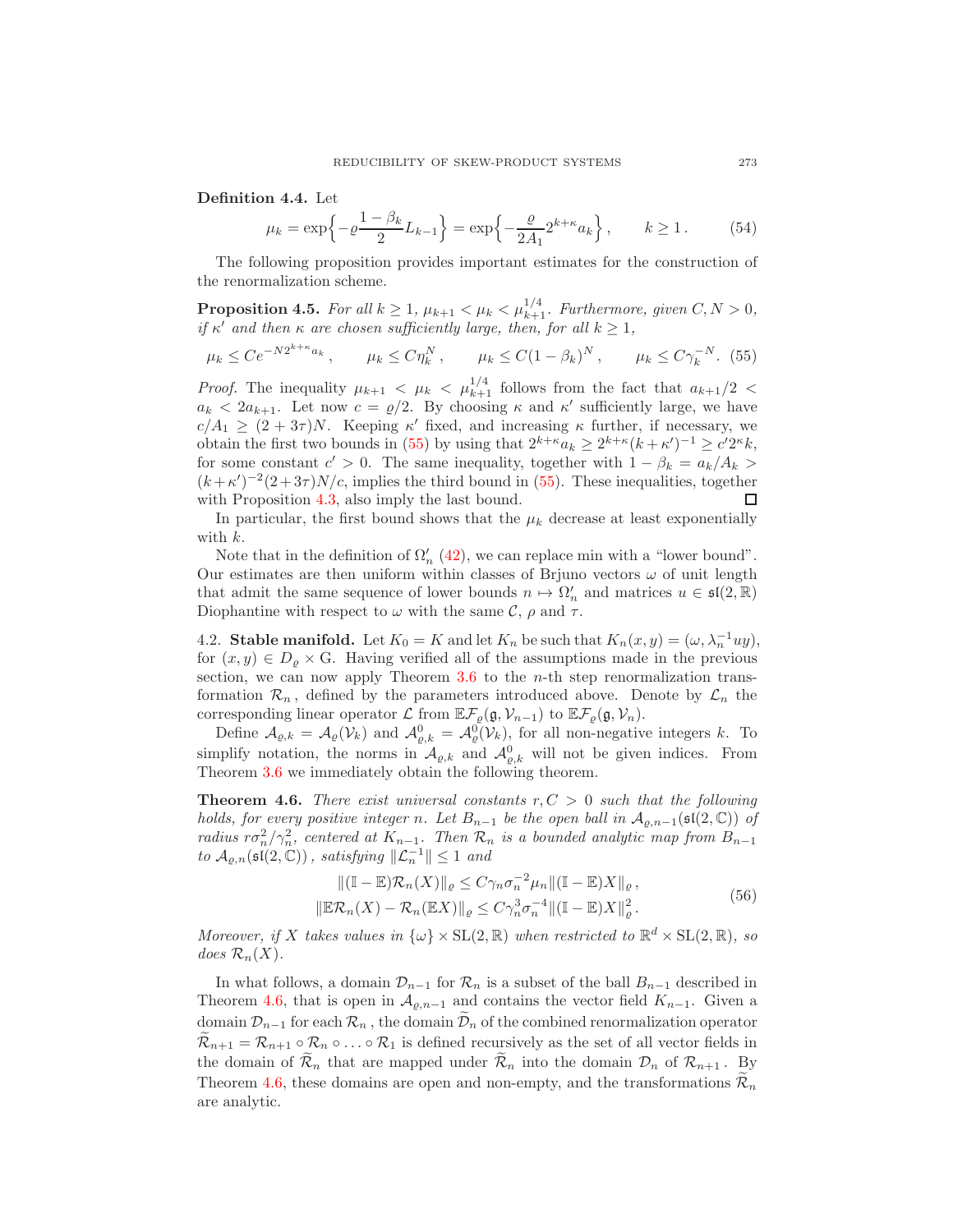**Definition 4.4.** Let

$$\mu_k = \exp\Big\{-\varrho\frac{1-\beta_k}{2}L_{k-1}\Big\} = \exp\Big\{-\frac{\varrho}{2A_1}2^{k+\kappa}a_k\Big\}, \qquad k \ge 1. \tag{54}$$

The following proposition provides important estimates for the construction of the renormalization scheme.

**Proposition 4.5.** *For all $k \ge 1$, $\mu_{k+1} < \mu_k < \mu_{k+1}^{1/4}$. Furthermore, given $C, N > 0$, if $\kappa'$ and then $\kappa$ are chosen sufficiently large, then, for all $k \ge 1$,*

$$\mu_k \le Ce^{-N2^{k+\kappa}a_k}, \qquad \mu_k \le C\eta_k^N, \qquad \mu_k \le C(1-\beta_k)^N, \qquad \mu_k \le C\gamma_k^{-N}. \tag{55}$$

*Proof.* The inequality $\mu_{k+1} < \mu_k < \mu_{k+1}^{1/4}$ follows from the fact that $a_{k+1}/2 < a_k < 2a_{k+1}$. Let now $c = \varrho/2$. By choosing $\kappa$ and $\kappa'$ sufficiently large, we have $c/A_1 \ge (2+3\tau)N$. Keeping $\kappa'$ fixed, and increasing $\kappa$ further, if necessary, we obtain the first two bounds in (55) by using that $2^{k+\kappa}a_k \ge 2^{k+\kappa}(k+\kappa')^{-1} \ge c'2^\kappa k$, for some constant $c' > 0$. The same inequality, together with $1-\beta_k = a_k/A_k > (k+\kappa')^{-2}(2+3\tau)N/c$, implies the third bound in (55). These inequalities, together with Proposition 4.3, also imply the last bound. ◻

In particular, the first bound shows that the $\mu_k$ decrease at least exponentially with $k$.

Note that in the definition of $\Omega_n'$ (42), we can replace min with a "lower bound". Our estimates are then uniform within classes of Brjuno vectors $\omega$ of unit length that admit the same sequence of lower bounds $n \mapsto \Omega_n'$ and matrices $u \in \mathfrak{sl}(2,\mathbb{R})$ Diophantine with respect to $\omega$ with the same $\mathcal{C}$, $\rho$ and $\tau$.

4.2. **Stable manifold.** Let $K_0 = K$ and let $K_n$ be such that $K_n(x,y) = (\omega, \lambda_n^{-1}uy)$, for $(x,y) \in D_\varrho \times \mathrm{G}$. Having verified all of the assumptions made in the previous section, we can now apply Theorem 3.6 to the $n$-th step renormalization transformation $\mathcal{R}_n$, defined by the parameters introduced above. Denote by $\mathcal{L}_n$ the corresponding linear operator $\mathcal{L}$ from $\mathbb{E}\mathcal{F}_\varrho(\mathfrak{g}, \mathcal{V}_{n-1})$ to $\mathbb{E}\mathcal{F}_\varrho(\mathfrak{g}, \mathcal{V}_n)$.

Define $\mathcal{A}_{\varrho,k} = \mathcal{A}_\varrho(\mathcal{V}_k)$ and $\mathcal{A}_{\varrho,k}^0 = \mathcal{A}_\varrho^0(\mathcal{V}_k)$, for all non-negative integers $k$. To simplify notation, the norms in $\mathcal{A}_{\varrho,k}$ and $\mathcal{A}_{\varrho,k}^0$ will not be given indices. From Theorem 3.6 we immediately obtain the following theorem.

**Theorem 4.6.** *There exist universal constants $r, C > 0$ such that the following holds, for every positive integer $n$. Let $B_{n-1}$ be the open ball in $\mathcal{A}_{\varrho,n-1}(\mathfrak{sl}(2,\mathbb{C}))$ of radius $r\sigma_n^2/\gamma_n^2$, centered at $K_{n-1}$. Then $\mathcal{R}_n$ is a bounded analytic map from $B_{n-1}$ to $\mathcal{A}_{\varrho,n}(\mathfrak{sl}(2,\mathbb{C}))$, satisfying $\|\mathcal{L}_n^{-1}\| \le 1$ and*

$$\begin{aligned}
\|(\mathbb{I}-\mathbb{E})\mathcal{R}_n(X)\|_\varrho &\le C\gamma_n\sigma_n^{-2}\mu_n\|(\mathbb{I}-\mathbb{E})X\|_\varrho, \\
\|\mathbb{E}\mathcal{R}_n(X) - \mathcal{R}_n(\mathbb{E}X)\|_\varrho &\le C\gamma_n^3\sigma_n^{-4}\|(\mathbb{I}-\mathbb{E})X\|_\varrho^2.
\end{aligned} \tag{56}$$

*Moreover, if $X$ takes values in $\{\omega\} \times \mathrm{SL}(2,\mathbb{R})$ when restricted to $\mathbb{R}^d \times \mathrm{SL}(2,\mathbb{R})$, so does $\mathcal{R}_n(X)$.*

In what follows, a domain $\mathcal{D}_{n-1}$ for $\mathcal{R}_n$ is a subset of the ball $B_{n-1}$ described in Theorem 4.6, that is open in $\mathcal{A}_{\varrho,n-1}$ and contains the vector field $K_{n-1}$. Given a domain $\mathcal{D}_{n-1}$ for each $\mathcal{R}_n$, the domain $\widetilde{\mathcal{D}}_n$ of the combined renormalization operator $\widetilde{\mathcal{R}}_{n+1} = \mathcal{R}_{n+1} \circ \mathcal{R}_n \circ \ldots \circ \mathcal{R}_1$ is defined recursively as the set of all vector fields in the domain of $\widetilde{\mathcal{R}}_n$ that are mapped under $\widetilde{\mathcal{R}}_n$ into the domain $\mathcal{D}_n$ of $\mathcal{R}_{n+1}$. By Theorem 4.6, these domains are open and non-empty, and the transformations $\widetilde{\mathcal{R}}_n$ are analytic.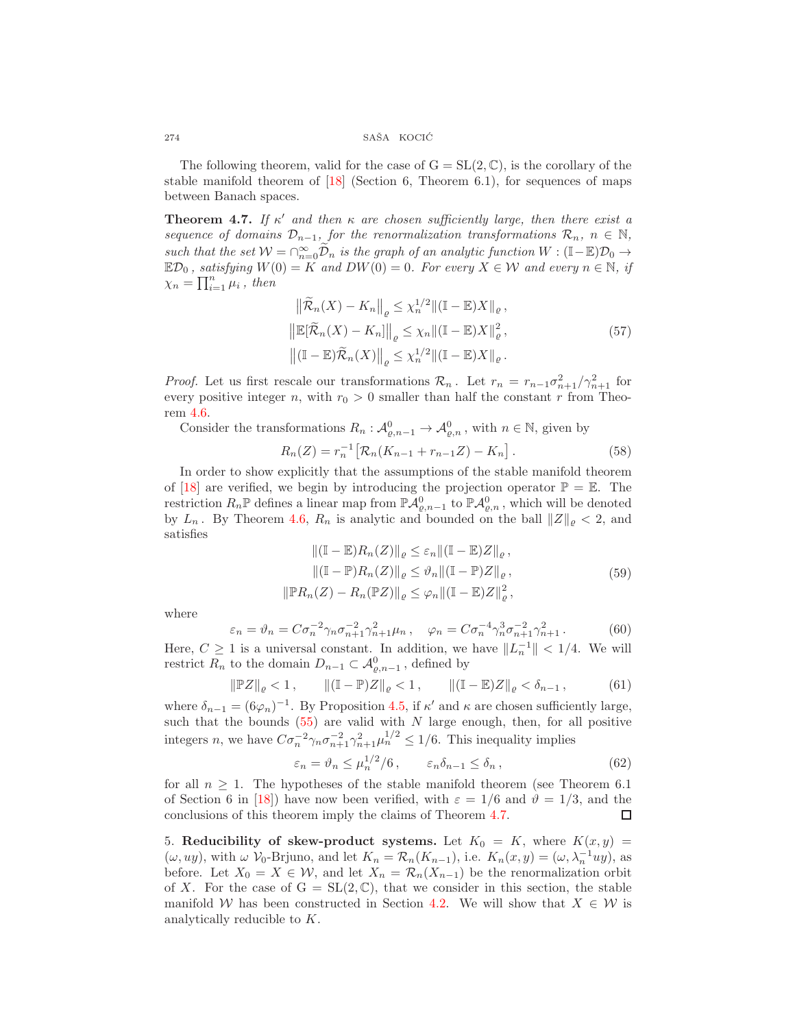The following theorem, valid for the case of $\mathrm{G} = \mathrm{SL}(2, \mathbb{C})$, is the corollary of the stable manifold theorem of [18] (Section 6, Theorem 6.1), for sequences of maps between Banach spaces.

**Theorem 4.7.** *If $\kappa'$ and then $\kappa$ are chosen sufficiently large, then there exist a sequence of domains $\mathcal{D}_{n-1}$, for the renormalization transformations $\mathcal{R}_n$, $n \in \mathbb{N}$, such that the set $\mathcal{W} = \cap_{n=0}^{\infty} \widetilde{\mathcal{D}}_n$ is the graph of an analytic function $W : (\mathbb{I} - \mathbb{E})\mathcal{D}_0 \to \mathbb{E}\mathcal{D}_0$, satisfying $W(0) = K$ and $DW(0) = 0$. For every $X \in \mathcal{W}$ and every $n \in \mathbb{N}$, if $\chi_n = \prod_{i=1}^{n} \mu_i$, then*

$$
\begin{aligned}
\left\| \widetilde{\mathcal{R}}_n(X) - K_n \right\|_\varrho &\le \chi_n^{1/2} \|(\mathbb{I} - \mathbb{E})X\|_\varrho \,, \\
\left\| \mathbb{E}[\widetilde{\mathcal{R}}_n(X) - K_n] \right\|_\varrho &\le \chi_n \|(\mathbb{I} - \mathbb{E})X\|_\varrho^2 \,, \\
\left\| (\mathbb{I} - \mathbb{E})\widetilde{\mathcal{R}}_n(X) \right\|_\varrho &\le \chi_n^{1/2} \|(\mathbb{I} - \mathbb{E})X\|_\varrho \,.
\end{aligned}
\tag{57}
$$

*Proof.* Let us first rescale our transformations $\mathcal{R}_n$. Let $r_n = r_{n-1}\sigma_{n+1}^2/\gamma_{n+1}^2$ for every positive integer $n$, with $r_0 > 0$ smaller than half the constant $r$ from Theorem 4.6.

Consider the transformations $R_n : \mathcal{A}^0_{\varrho,n-1} \to \mathcal{A}^0_{\varrho,n}$, with $n \in \mathbb{N}$, given by

$$
R_n(Z) = r_n^{-1}\left[\mathcal{R}_n(K_{n-1} + r_{n-1}Z) - K_n\right]. \tag{58}
$$

In order to show explicitly that the assumptions of the stable manifold theorem of [18] are verified, we begin by introducing the projection operator $\mathbb{P} = \mathbb{E}$. The restriction $R_n\mathbb{P}$ defines a linear map from $\mathbb{P}\mathcal{A}^0_{\varrho,n-1}$ to $\mathbb{P}\mathcal{A}^0_{\varrho,n}$, which will be denoted by $L_n$. By Theorem 4.6, $R_n$ is analytic and bounded on the ball $\|Z\|_\varrho < 2$, and satisfies

$$
\begin{aligned}
\|(\mathbb{I} - \mathbb{E})R_n(Z)\|_\varrho &\le \varepsilon_n \|(\mathbb{I} - \mathbb{E})Z\|_\varrho \,, \\
\|(\mathbb{I} - \mathbb{P})R_n(Z)\|_\varrho &\le \vartheta_n \|(\mathbb{I} - \mathbb{P})Z\|_\varrho \,, \\
\|\mathbb{P}R_n(Z) - R_n(\mathbb{P}Z)\|_\varrho &\le \varphi_n \|(\mathbb{I} - \mathbb{E})Z\|_\varrho^2 \,,
\end{aligned}
\tag{59}
$$

where

$$
\varepsilon_n = \vartheta_n = C\sigma_n^{-2}\gamma_n\sigma_{n+1}^{-2}\gamma_{n+1}^2\mu_n \,, \quad \varphi_n = C\sigma_n^{-4}\gamma_n^3\sigma_{n+1}^{-2}\gamma_{n+1}^2 \,. \tag{60}
$$

Here, $C \ge 1$ is a universal constant. In addition, we have $\|L_n^{-1}\| < 1/4$. We will restrict $R_n$ to the domain $D_{n-1} \subset \mathcal{A}^0_{\varrho,n-1}$, defined by

$$
\|\mathbb{P}Z\|_\varrho < 1 \,, \qquad \|(\mathbb{I} - \mathbb{P})Z\|_\varrho < 1 \,, \qquad \|(\mathbb{I} - \mathbb{E})Z\|_\varrho < \delta_{n-1} \,, \tag{61}
$$

where $\delta_{n-1} = (6\varphi_n)^{-1}$. By Proposition 4.5, if $\kappa'$ and $\kappa$ are chosen sufficiently large, such that the bounds (55) are valid with $N$ large enough, then, for all positive integers $n$, we have $C\sigma_n^{-2}\gamma_n\sigma_{n+1}^{-2}\gamma_{n+1}^2\mu_n^{1/2} \le 1/6$. This inequality implies

$$
\varepsilon_n = \vartheta_n \le \mu_n^{1/2}/6 \,, \qquad \varepsilon_n\delta_{n-1} \le \delta_n \,, \tag{62}
$$

for all $n \ge 1$. The hypotheses of the stable manifold theorem (see Theorem 6.1 of Section 6 in [18]) have now been verified, with $\varepsilon = 1/6$ and $\vartheta = 1/3$, and the conclusions of this theorem imply the claims of Theorem 4.7. $\square$

5. **Reducibility of skew-product systems.** Let $K_0 = K$, where $K(x, y) = (\omega, uy)$, with $\omega$ $\mathcal{V}_0$-Brjuno, and let $K_n = \mathcal{R}_n(K_{n-1})$, i.e. $K_n(x, y) = (\omega, \lambda_n^{-1}uy)$, as before. Let $X_0 = X \in \mathcal{W}$, and let $X_n = \mathcal{R}_n(X_{n-1})$ be the renormalization orbit of $X$. For the case of $\mathrm{G} = \mathrm{SL}(2, \mathbb{C})$, that we consider in this section, the stable manifold $\mathcal{W}$ has been constructed in Section 4.2. We will show that $X \in \mathcal{W}$ is analytically reducible to $K$.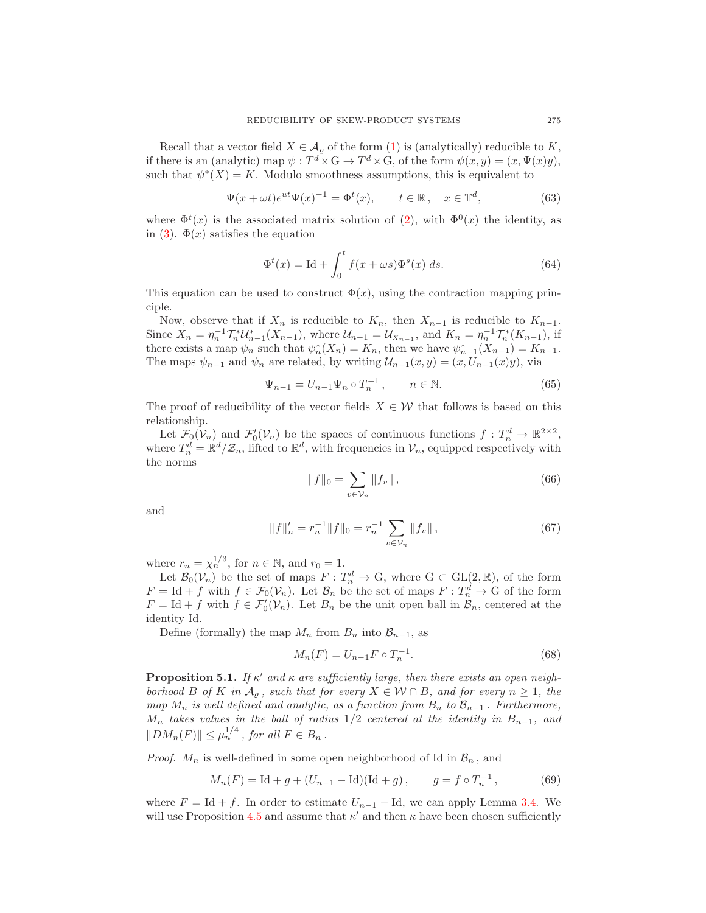Recall that a vector field $X \in \mathcal{A}_\varrho$ of the form (1) is (analytically) reducible to $K$, if there is an (analytic) map $\psi : T^d \times \mathrm{G} \to T^d \times \mathrm{G}$, of the form $\psi(x, y) = (x, \Psi(x)y)$, such that $\psi^*(X) = K$. Modulo smoothness assumptions, this is equivalent to

$$\Psi(x + \omega t)e^{ut}\Psi(x)^{-1} = \Phi^t(x), \qquad t \in \mathbb{R}\,, \quad x \in \mathbb{T}^d, \tag{63}$$

where $\Phi^t(x)$ is the associated matrix solution of (2), with $\Phi^0(x)$ the identity, as in (3). $\Phi(x)$ satisfies the equation

$$\Phi^t(x) = \mathrm{Id} + \int_0^t f(x + \omega s)\Phi^s(x)\, ds. \tag{64}$$

This equation can be used to construct $\Phi(x)$, using the contraction mapping principle.

Now, observe that if $X_n$ is reducible to $K_n$, then $X_{n-1}$ is reducible to $K_{n-1}$. Since $X_n = \eta_n^{-1}\mathcal{T}_n^*\mathcal{U}_{n-1}^*(X_{n-1})$, where $\mathcal{U}_{n-1} = \mathcal{U}_{X_{n-1}}$, and $K_n = \eta_n^{-1}\mathcal{T}_n^*(K_{n-1})$, if there exists a map $\psi_n$ such that $\psi_n^*(X_n) = K_n$, then we have $\psi_{n-1}^*(X_{n-1}) = K_{n-1}$. The maps $\psi_{n-1}$ and $\psi_n$ are related, by writing $\mathcal{U}_{n-1}(x, y) = (x, U_{n-1}(x)y)$, via

$$\Psi_{n-1} = U_{n-1}\Psi_n \circ T_n^{-1}\,, \qquad n \in \mathbb{N}. \tag{65}$$

The proof of reducibility of the vector fields $X \in \mathcal{W}$ that follows is based on this relationship.

Let $\mathcal{F}_0(\mathcal{V}_n)$ and $\mathcal{F}_0'(\mathcal{V}_n)$ be the spaces of continuous functions $f : T_n^d \to \mathbb{R}^{2\times 2}$, where $T_n^d = \mathbb{R}^d/\mathcal{Z}_n$, lifted to $\mathbb{R}^d$, with frequencies in $\mathcal{V}_n$, equipped respectively with the norms

$$\|f\|_0 = \sum_{v\in\mathcal{V}_n} \|f_v\|\,, \tag{66}$$

and

$$\|f\|_n' = r_n^{-1}\|f\|_0 = r_n^{-1}\sum_{v\in\mathcal{V}_n} \|f_v\|\,, \tag{67}$$

where $r_n = \chi_n^{1/3}$, for $n \in \mathbb{N}$, and $r_0 = 1$.

Let $\mathcal{B}_0(\mathcal{V}_n)$ be the set of maps $F : T_n^d \to \mathrm{G}$, where $\mathrm{G} \subset \mathrm{GL}(2, \mathbb{R})$, of the form $F = \mathrm{Id} + f$ with $f \in \mathcal{F}_0(\mathcal{V}_n)$. Let $\mathcal{B}_n$ be the set of maps $F : T_n^d \to \mathrm{G}$ of the form $F = \mathrm{Id} + f$ with $f \in \mathcal{F}_0'(\mathcal{V}_n)$. Let $B_n$ be the unit open ball in $\mathcal{B}_n$, centered at the identity Id.

Define (formally) the map $M_n$ from $B_n$ into $\mathcal{B}_{n-1}$, as

$$M_n(F) = U_{n-1}F \circ T_n^{-1}. \tag{68}$$

**Proposition 5.1.** *If $\kappa'$ and $\kappa$ are sufficiently large, then there exists an open neighborhood $B$ of $K$ in $\mathcal{A}_\varrho$, such that for every $X \in \mathcal{W} \cap B$, and for every $n \geq 1$, the map $M_n$ is well defined and analytic, as a function from $B_n$ to $\mathcal{B}_{n-1}$. Furthermore, $M_n$ takes values in the ball of radius $1/2$ centered at the identity in $B_{n-1}$, and $\|DM_n(F)\| \leq \mu_n^{1/4}$, for all $F \in B_n$.*

*Proof.* $M_n$ is well-defined in some open neighborhood of Id in $\mathcal{B}_n$, and

$$M_n(F) = \mathrm{Id} + g + (U_{n-1} - \mathrm{Id})(\mathrm{Id} + g)\,, \qquad g = f \circ T_n^{-1}, \tag{69}$$

where $F = \mathrm{Id} + f$. In order to estimate $U_{n-1} - \mathrm{Id}$, we can apply Lemma 3.4. We will use Proposition 4.5 and assume that $\kappa'$ and then $\kappa$ have been chosen sufficiently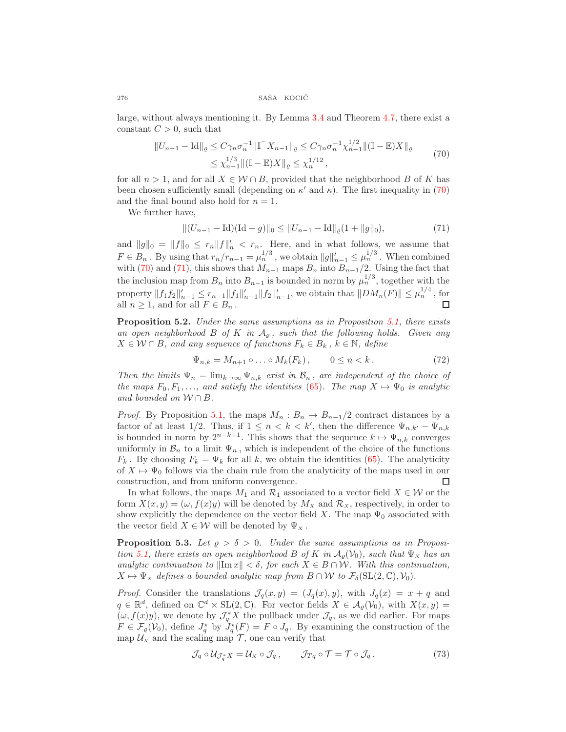large, without always mentioning it. By Lemma 3.4 and Theorem 4.7, there exist a constant $C > 0$, such that

$$
\begin{aligned}
\|U_{n-1} - \mathrm{Id}\|_\varrho &\le C\gamma_n\sigma_n^{-1}\|\mathbb{I}^- X_{n-1}\|_\varrho \le C\gamma_n\sigma_n^{-1}\chi_{n-1}^{1/2}\|(\mathbb{I}-\mathbb{E})X\|_\varrho \\
&\le \chi_{n-1}^{1/3}\|(\mathbb{I}-\mathbb{E})X\|_\varrho \le \chi_n^{1/12},
\end{aligned} \tag{70}
$$

for all $n > 1$, and for all $X \in \mathcal{W} \cap B$, provided that the neighborhood $B$ of $K$ has been chosen sufficiently small (depending on $\kappa'$ and $\kappa$). The first inequality in (70) and the final bound also hold for $n = 1$.

We further have,

$$
\|(U_{n-1} - \mathrm{Id})(\mathrm{Id} + g)\|_0 \le \|U_{n-1} - \mathrm{Id}\|_\varrho (1 + \|g\|_0), \tag{71}
$$

and $\|g\|_0 = \|f\|_0 \le r_n\|f\|'_n < r_n$. Here, and in what follows, we assume that $F \in B_n$. By using that $r_n/r_{n-1} = \mu_n^{1/3}$, we obtain $\|g\|'_{n-1} \le \mu_n^{1/3}$. When combined with (70) and (71), this shows that $M_{n-1}$ maps $B_n$ into $B_{n-1}/2$. Using the fact that the inclusion map from $B_n$ into $B_{n-1}$ is bounded in norm by $\mu_n^{1/3}$, together with the property $\|f_1 f_2\|'_{n-1} \le r_{n-1}\|f_1\|'_{n-1}\|f_2\|'_{n-1}$, we obtain that $\|DM_n(F)\| \le \mu_n^{1/4}$, for all $n \ge 1$, and for all $F \in B_n$. ∎

**Proposition 5.2.** *Under the same assumptions as in Proposition 5.1, there exists an open neighborhood $B$ of $K$ in $\mathcal{A}_\varrho$, such that the following holds. Given any $X \in \mathcal{W} \cap B$, and any sequence of functions $F_k \in B_k$, $k \in \mathbb{N}$, define*

$$
\Psi_{n,k} = M_{n+1} \circ \ldots \circ M_k(F_k), \qquad 0 \le n < k. \tag{72}
$$

*Then the limits $\Psi_n = \lim_{k\to\infty} \Psi_{n,k}$ exist in $\mathcal{B}_n$, are independent of the choice of the maps $F_0, F_1, \ldots$, and satisfy the identities (65). The map $X \mapsto \Psi_0$ is analytic and bounded on $\mathcal{W} \cap B$.*

*Proof.* By Proposition 5.1, the maps $M_n : B_n \to B_{n-1}/2$ contract distances by a factor of at least $1/2$. Thus, if $1 \le n < k < k'$, then the difference $\Psi_{n,k'} - \Psi_{n,k}$ is bounded in norm by $2^{n-k+1}$. This shows that the sequence $k \mapsto \Psi_{n,k}$ converges uniformly in $\mathcal{B}_n$ to a limit $\Psi_n$, which is independent of the choice of the functions $F_k$. By choosing $F_k = \Psi_k$ for all $k$, we obtain the identities (65). The analyticity of $X \mapsto \Psi_0$ follows via the chain rule from the analyticity of the maps used in our construction, and from uniform convergence. ∎

In what follows, the maps $M_1$ and $\mathcal{R}_1$ associated to a vector field $X \in \mathcal{W}$ or the form $X(x, y) = (\omega, f(x)y)$ will be denoted by $M_X$ and $\mathcal{R}_X$, respectively, in order to show explicitly the dependence on the vector field $X$. The map $\Psi_0$ associated with the vector field $X \in \mathcal{W}$ will be denoted by $\Psi_X$.

**Proposition 5.3.** *Let $\varrho > \delta > 0$. Under the same assumptions as in Proposition 5.1, there exists an open neighborhood $B$ of $K$ in $\mathcal{A}_\varrho(\mathcal{V}_0)$, such that $\Psi_X$ has an analytic continuation to $\|\mathrm{Im}\, x\| < \delta$, for each $X \in B \cap \mathcal{W}$. With this continuation, $X \mapsto \Psi_X$ defines a bounded analytic map from $B \cap \mathcal{W}$ to $\mathcal{F}_\delta(\mathrm{SL}(2,\mathbb{C}), \mathcal{V}_0)$.*

*Proof.* Consider the translations $\mathcal{J}_q(x, y) = (J_q(x), y)$, with $J_q(x) = x + q$ and $q \in \mathbb{R}^d$, defined on $\mathbb{C}^d \times \mathrm{SL}(2,\mathbb{C})$. For vector fields $X \in \mathcal{A}_\varrho(\mathcal{V}_0)$, with $X(x, y) = (\omega, f(x)y)$, we denote by $\mathcal{J}_q^* X$ the pullback under $\mathcal{J}_q$, as we did earlier. For maps $F \in \mathcal{F}_\varrho(\mathcal{V}_0)$, define $J_q^\star$ by $J_q^\star(F) = F \circ J_q$. By examining the construction of the map $\mathcal{U}_X$ and the scaling map $\mathcal{T}$, one can verify that

$$
\mathcal{J}_q \circ \mathcal{U}_{\mathcal{J}_q^* X} = \mathcal{U}_X \circ \mathcal{J}_q, \qquad \mathcal{J}_{Tq} \circ \mathcal{T} = \mathcal{T} \circ \mathcal{J}_q. \tag{73}
$$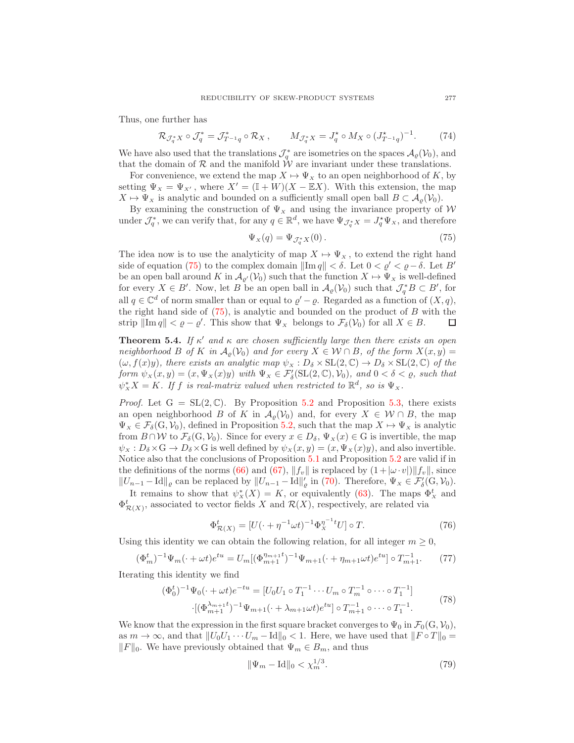Thus, one further has

$$\mathcal{R}_{\mathcal{J}_q^* X} \circ \mathcal{J}_q^* = \mathcal{J}_{T^{-1}q}^* \circ \mathcal{R}_X\,, \qquad M_{\mathcal{J}_q^* X} = J_q^\star \circ M_X \circ (J_{T^{-1}q}^\star)^{-1}. \tag{74}$$

We have also used that the translations $\mathcal{J}_q^*$ are isometries on the spaces $\mathcal{A}_\varrho(\mathcal{V}_0)$, and that the domain of $\mathcal{R}$ and the manifold $\mathcal{W}$ are invariant under these translations.

For convenience, we extend the map $X \mapsto \Psi_X$ to an open neighborhood of $K$, by setting $\Psi_X = \Psi_{X'}$, where $X' = (\mathbb{I} + W)(X - \mathbb{E}X)$. With this extension, the map $X \mapsto \Psi_X$ is analytic and bounded on a sufficiently small open ball $B \subset \mathcal{A}_\varrho(\mathcal{V}_0)$.

By examining the construction of $\Psi_X$ and using the invariance property of $\mathcal{W}$ under $\mathcal{J}_q^*$, we can verify that, for any $q \in \mathbb{R}^d$, we have $\Psi_{\mathcal{J}_q^* X} = J_q^\star \Psi_X$, and therefore

$$\Psi_X(q) = \Psi_{\mathcal{J}_q^* X}(0)\,. \tag{75}$$

The idea now is to use the analyticity of map $X \mapsto \Psi_X$, to extend the right hand side of equation (75) to the complex domain $\|\operatorname{Im} q\| < \delta$. Let $0 < \varrho' < \varrho - \delta$. Let $B'$ be an open ball around $K$ in $\mathcal{A}_{\varrho'}(\mathcal{V}_0)$ such that the function $X \mapsto \Psi_X$ is well-defined for every $X \in B'$. Now, let $B$ be an open ball in $\mathcal{A}_\varrho(\mathcal{V}_0)$ such that $\mathcal{J}_q^* B \subset B'$, for all $q \in \mathbb{C}^d$ of norm smaller than or equal to $\varrho' - \varrho$. Regarded as a function of $(X, q)$, the right hand side of (75), is analytic and bounded on the product of $B$ with the strip $\|\operatorname{Im} q\| < \varrho - \varrho'$. This show that $\Psi_X$ belongs to $\mathcal{F}_\delta(\mathcal{V}_0)$ for all $X \in B$. $\square$

**Theorem 5.4.** *If $\kappa'$ and $\kappa$ are chosen sufficiently large then there exists an open neighborhood $B$ of $K$ in $\mathcal{A}_\varrho(\mathcal{V}_0)$ and for every $X \in \mathcal{W} \cap B$, of the form $X(x, y) = (\omega, f(x)y)$, there exists an analytic map $\psi_X : D_\delta \times \mathrm{SL}(2, \mathbb{C}) \to D_\delta \times \mathrm{SL}(2, \mathbb{C})$ of the form $\psi_X(x, y) = (x, \Psi_X(x)y)$ with $\Psi_X \in \mathcal{F}'_\delta(\mathrm{SL}(2, \mathbb{C}), \mathcal{V}_0)$, and $0 < \delta < \varrho$, such that $\psi_X^* X = K$. If $f$ is real-matrix valued when restricted to $\mathbb{R}^d$, so is $\Psi_X$.*

*Proof.* Let $\mathrm{G} = \mathrm{SL}(2, \mathbb{C})$. By Proposition 5.2 and Proposition 5.3, there exists an open neighborhood $B$ of $K$ in $\mathcal{A}_\varrho(\mathcal{V}_0)$ and, for every $X \in \mathcal{W} \cap B$, the map $\Psi_X \in \mathcal{F}_\delta(\mathrm{G}, \mathcal{V}_0)$, defined in Proposition 5.2, such that the map $X \mapsto \Psi_X$ is analytic from $B \cap \mathcal{W}$ to $\mathcal{F}_\delta(\mathrm{G}, \mathcal{V}_0)$. Since for every $x \in D_\delta$, $\Psi_X(x) \in \mathrm{G}$ is invertible, the map $\psi_X : D_\delta \times \mathrm{G} \to D_\delta \times \mathrm{G}$ is well defined by $\psi_X(x, y) = (x, \Psi_X(x)y)$, and also invertible. Notice also that the conclusions of Proposition 5.1 and Proposition 5.2 are valid if in the definitions of the norms (66) and (67), $\|f_v\|$ is replaced by $(1 + |\omega \cdot v|)\|f_v\|$, since $\|U_{n-1} - \mathrm{Id}\|_\varrho$ can be replaced by $\|U_{n-1} - \mathrm{Id}\|'_\varrho$ in (70). Therefore, $\Psi_X \in \mathcal{F}'_\delta(\mathrm{G}, \mathcal{V}_0)$.

It remains to show that $\psi_X^*(X) = K$, or equivalently (63). The maps $\Phi_X^t$ and $\Phi_{\mathcal{R}(X)}^t$, associated to vector fields $X$ and $\mathcal{R}(X)$, respectively, are related via

$$\Phi_{\mathcal{R}(X)}^t = [U(\cdot + \eta^{-1}\omega t)^{-1} \Phi_X^{\eta^{-1}t} U] \circ T. \tag{76}$$

Using this identity we can obtain the following relation, for all integer $m \geq 0$,

$$(\Phi_m^t)^{-1} \Psi_m(\cdot + \omega t) e^{tu} = U_m [(\Phi_{m+1}^{\eta_{m+1}t})^{-1} \Psi_{m+1}(\cdot + \eta_{m+1}\omega t) e^{tu}] \circ T_{m+1}^{-1}. \tag{77}$$

Iterating this identity we find

$$\begin{aligned}(\Phi_0^t)^{-1} \Psi_0(\cdot + \omega t) e^{-tu} &= [U_0 U_1 \circ T_1^{-1} \cdots U_m \circ T_m^{-1} \circ \cdots \circ T_1^{-1}] \\ &\cdot [(\Phi_{m+1}^{\lambda_{m+1}t})^{-1} \Psi_{m+1}(\cdot + \lambda_{m+1}\omega t) e^{tu}] \circ T_{m+1}^{-1} \circ \cdots \circ T_1^{-1}.\end{aligned} \tag{78}$$

We know that the expression in the first square bracket converges to $\Psi_0$ in $\mathcal{F}_0(\mathrm{G}, \mathcal{V}_0)$, as $m \to \infty$, and that $\|U_0 U_1 \cdots U_m - \mathrm{Id}\|_0 < 1$. Here, we have used that $\|F \circ T\|_0 = \|F\|_0$. We have previously obtained that $\Psi_m \in B_m$, and thus

$$\|\Psi_m - \mathrm{Id}\|_0 < \chi_m^{1/3}. \tag{79}$$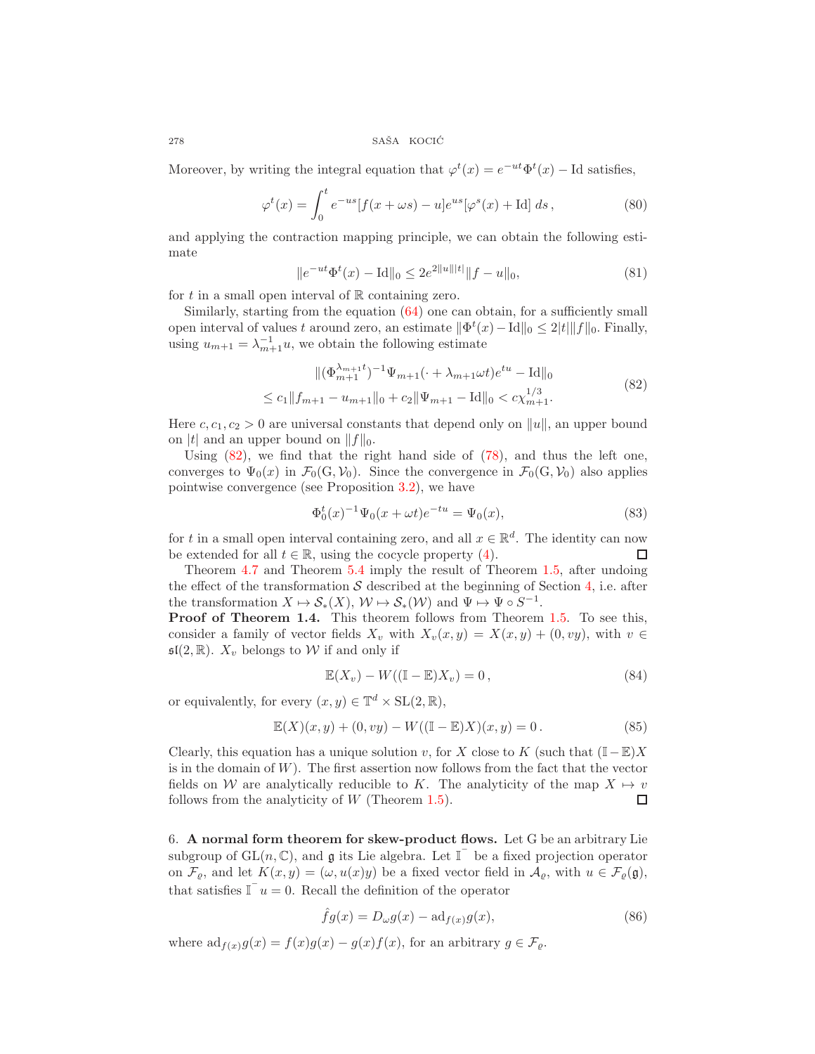Moreover, by writing the integral equation that $\varphi^t(x) = e^{-ut}\Phi^t(x) - \mathrm{Id}$ satisfies,

$$\varphi^t(x) = \int_0^t e^{-us}[f(x+\omega s) - u]e^{us}[\varphi^s(x) + \mathrm{Id}]\, ds\,, \tag{80}$$

and applying the contraction mapping principle, we can obtain the following estimate

$$\|e^{-ut}\Phi^t(x) - \mathrm{Id}\|_0 \le 2e^{2\|u\||t|}\|f-u\|_0, \tag{81}$$

for $t$ in a small open interval of $\mathbb{R}$ containing zero.

Similarly, starting from the equation (64) one can obtain, for a sufficiently small open interval of values $t$ around zero, an estimate $\|\Phi^t(x) - \mathrm{Id}\|_0 \le 2|t|\|f\|_0$. Finally, using $u_{m+1} = \lambda_{m+1}^{-1}u$, we obtain the following estimate

$$\begin{aligned} &\|(\Phi_{m+1}^{\lambda_{m+1}t})^{-1}\Psi_{m+1}(\cdot + \lambda_{m+1}\omega t)e^{tu} - \mathrm{Id}\|_0 \\ &\le c_1\|f_{m+1} - u_{m+1}\|_0 + c_2\|\Psi_{m+1} - \mathrm{Id}\|_0 < c\chi_{m+1}^{1/3}. \end{aligned} \tag{82}$$

Here $c, c_1, c_2 > 0$ are universal constants that depend only on $\|u\|$, an upper bound on $|t|$ and an upper bound on $\|f\|_0$.

Using (82), we find that the right hand side of (78), and thus the left one, converges to $\Psi_0(x)$ in $\mathcal{F}_0(\mathrm{G}, \mathcal{V}_0)$. Since the convergence in $\mathcal{F}_0(\mathrm{G}, \mathcal{V}_0)$ also applies pointwise convergence (see Proposition 3.2), we have

$$\Phi_0^t(x)^{-1}\Psi_0(x+\omega t)e^{-tu} = \Psi_0(x), \tag{83}$$

for $t$ in a small open interval containing zero, and all $x \in \mathbb{R}^d$. The identity can now be extended for all $t \in \mathbb{R}$, using the cocycle property (4). $\square$

Theorem 4.7 and Theorem 5.4 imply the result of Theorem 1.5, after undoing the effect of the transformation $\mathcal{S}$ described at the beginning of Section 4, i.e. after the transformation $X \mapsto \mathcal{S}_*(X)$, $\mathcal{W} \mapsto \mathcal{S}_*(\mathcal{W})$ and $\Psi \mapsto \Psi \circ S^{-1}$.

**Proof of Theorem 1.4.** This theorem follows from Theorem 1.5. To see this, consider a family of vector fields $X_v$ with $X_v(x,y) = X(x,y) + (0, vy)$, with $v \in \mathfrak{sl}(2,\mathbb{R})$. $X_v$ belongs to $\mathcal{W}$ if and only if

$$\mathbb{E}(X_v) - W((\mathbb{I} - \mathbb{E})X_v) = 0\,, \tag{84}$$

or equivalently, for every $(x,y) \in \mathbb{T}^d \times \mathrm{SL}(2,\mathbb{R})$,

$$\mathbb{E}(X)(x,y) + (0, vy) - W((\mathbb{I} - \mathbb{E})X)(x,y) = 0\,. \tag{85}$$

Clearly, this equation has a unique solution $v$, for $X$ close to $K$ (such that $(\mathbb{I} - \mathbb{E})X$ is in the domain of $W$). The first assertion now follows from the fact that the vector fields on $\mathcal{W}$ are analytically reducible to $K$. The analyticity of the map $X \mapsto v$ follows from the analyticity of $W$ (Theorem 1.5). $\square$

## 6. A normal form theorem for skew-product flows.

Let G be an arbitrary Lie subgroup of $\mathrm{GL}(n,\mathbb{C})$, and $\mathfrak{g}$ its Lie algebra. Let $\mathbb{I}^-$ be a fixed projection operator on $\mathcal{F}_\varrho$, and let $K(x,y) = (\omega, u(x)y)$ be a fixed vector field in $\mathcal{A}_\varrho$, with $u \in \mathcal{F}_\varrho(\mathfrak{g})$, that satisfies $\mathbb{I}^- u = 0$. Recall the definition of the operator

$$\hat{f}g(x) = D_\omega g(x) - \mathrm{ad}_{f(x)}g(x), \tag{86}$$

where $\mathrm{ad}_{f(x)}g(x) = f(x)g(x) - g(x)f(x)$, for an arbitrary $g \in \mathcal{F}_\varrho$.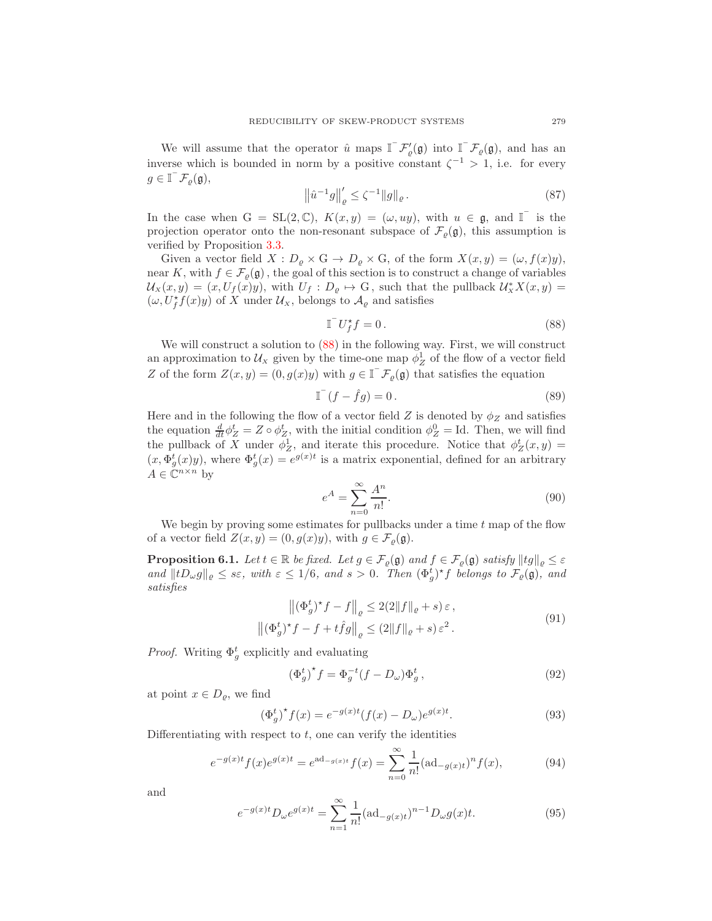We will assume that the operator $\hat{u}$ maps $\mathbb{I}^{-}\mathcal{F}'_{\varrho}(\mathfrak{g})$ into $\mathbb{I}^{-}\mathcal{F}_{\varrho}(\mathfrak{g})$, and has an inverse which is bounded in norm by a positive constant $\zeta^{-1} > 1$, i.e. for every $g \in \mathbb{I}^{-}\mathcal{F}_{\varrho}(\mathfrak{g})$,

$$
\left\|\hat{u}^{-1}g\right\|'_{\varrho} \leq \zeta^{-1}\|g\|_{\varrho}\,. \tag{87}
$$

In the case when $\mathrm{G} = \mathrm{SL}(2,\mathbb{C})$, $K(x,y) = (\omega, uy)$, with $u \in \mathfrak{g}$, and $\mathbb{I}^{-}$ is the projection operator onto the non-resonant subspace of $\mathcal{F}_{\varrho}(\mathfrak{g})$, this assumption is verified by Proposition 3.3.

Given a vector field $X : D_{\varrho} \times \mathrm{G} \to D_{\varrho} \times \mathrm{G}$, of the form $X(x,y) = (\omega, f(x)y)$, near $K$, with $f \in \mathcal{F}_{\varrho}(\mathfrak{g})$, the goal of this section is to construct a change of variables $\mathcal{U}_{X}(x,y) = (x, U_f(x)y)$, with $U_f : D_{\varrho} \mapsto \mathrm{G}$, such that the pullback $\mathcal{U}_{X}^{*}X(x,y) = (\omega, U_f^{\star}f(x)y)$ of $X$ under $\mathcal{U}_{X}$, belongs to $\mathcal{A}_{\varrho}$ and satisfies

$$
\mathbb{I}^{-}U_f^{\star}f = 0\,. \tag{88}
$$

We will construct a solution to (88) in the following way. First, we will construct an approximation to $\mathcal{U}_{X}$ given by the time-one map $\phi_Z^1$ of the flow of a vector field $Z$ of the form $Z(x,y) = (0, g(x)y)$ with $g \in \mathbb{I}^{-}\mathcal{F}_{\varrho}(\mathfrak{g})$ that satisfies the equation

$$
\mathbb{I}^{-}(f - \hat{f}g) = 0\,. \tag{89}
$$

Here and in the following the flow of a vector field $Z$ is denoted by $\phi_Z$ and satisfies the equation $\frac{d}{dt}\phi_Z^t = Z \circ \phi_Z^t$, with the initial condition $\phi_Z^0 = \mathrm{Id}$. Then, we will find the pullback of $X$ under $\phi_Z^1$, and iterate this procedure. Notice that $\phi_Z^t(x,y) = (x, \Phi_g^t(x)y)$, where $\Phi_g^t(x) = e^{g(x)t}$ is a matrix exponential, defined for an arbitrary $A \in \mathbb{C}^{n\times n}$ by

$$
e^{A} = \sum_{n=0}^{\infty} \frac{A^n}{n!}. \tag{90}
$$

We begin by proving some estimates for pullbacks under a time $t$ map of the flow of a vector field $Z(x,y) = (0, g(x)y)$, with $g \in \mathcal{F}_{\varrho}(\mathfrak{g})$.

**Proposition 6.1.** *Let $t \in \mathbb{R}$ be fixed. Let $g \in \mathcal{F}_{\varrho}(\mathfrak{g})$ and $f \in \mathcal{F}_{\varrho}(\mathfrak{g})$ satisfy $\|tg\|_{\varrho} \leq \varepsilon$ and $\|tD_{\omega}g\|_{\varrho} \leq s\varepsilon$, with $\varepsilon \leq 1/6$, and $s > 0$. Then $(\Phi_g^t)^{\star}f$ belongs to $\mathcal{F}_{\varrho}(\mathfrak{g})$, and satisfies*

$$
\begin{aligned}
\left\|(\Phi_g^t)^{\star}f - f\right\|_{\varrho} &\leq 2(2\|f\|_{\varrho} + s)\,\varepsilon\,,\\
\left\|(\Phi_g^t)^{\star}f - f + t\hat{f}g\right\|_{\varrho} &\leq (2\|f\|_{\varrho} + s)\,\varepsilon^2\,.
\end{aligned} \tag{91}
$$

*Proof.* Writing $\Phi_g^t$ explicitly and evaluating

$$
(\Phi_g^t)^{\star}f = \Phi_g^{-t}(f - D_{\omega})\Phi_g^t\,, \tag{92}
$$

at point $x \in D_{\varrho}$, we find

$$
(\Phi_g^t)^{\star}f(x) = e^{-g(x)t}(f(x) - D_{\omega})e^{g(x)t}. \tag{93}
$$

Differentiating with respect to $t$, one can verify the identities

$$
e^{-g(x)t}f(x)e^{g(x)t} = e^{\mathrm{ad}_{-g(x)t}}f(x) = \sum_{n=0}^{\infty}\frac{1}{n!}(\mathrm{ad}_{-g(x)t})^n f(x), \tag{94}
$$

and

$$
e^{-g(x)t}D_{\omega}e^{g(x)t} = \sum_{n=1}^{\infty}\frac{1}{n!}(\mathrm{ad}_{-g(x)t})^{n-1}D_{\omega}g(x)t. \tag{95}
$$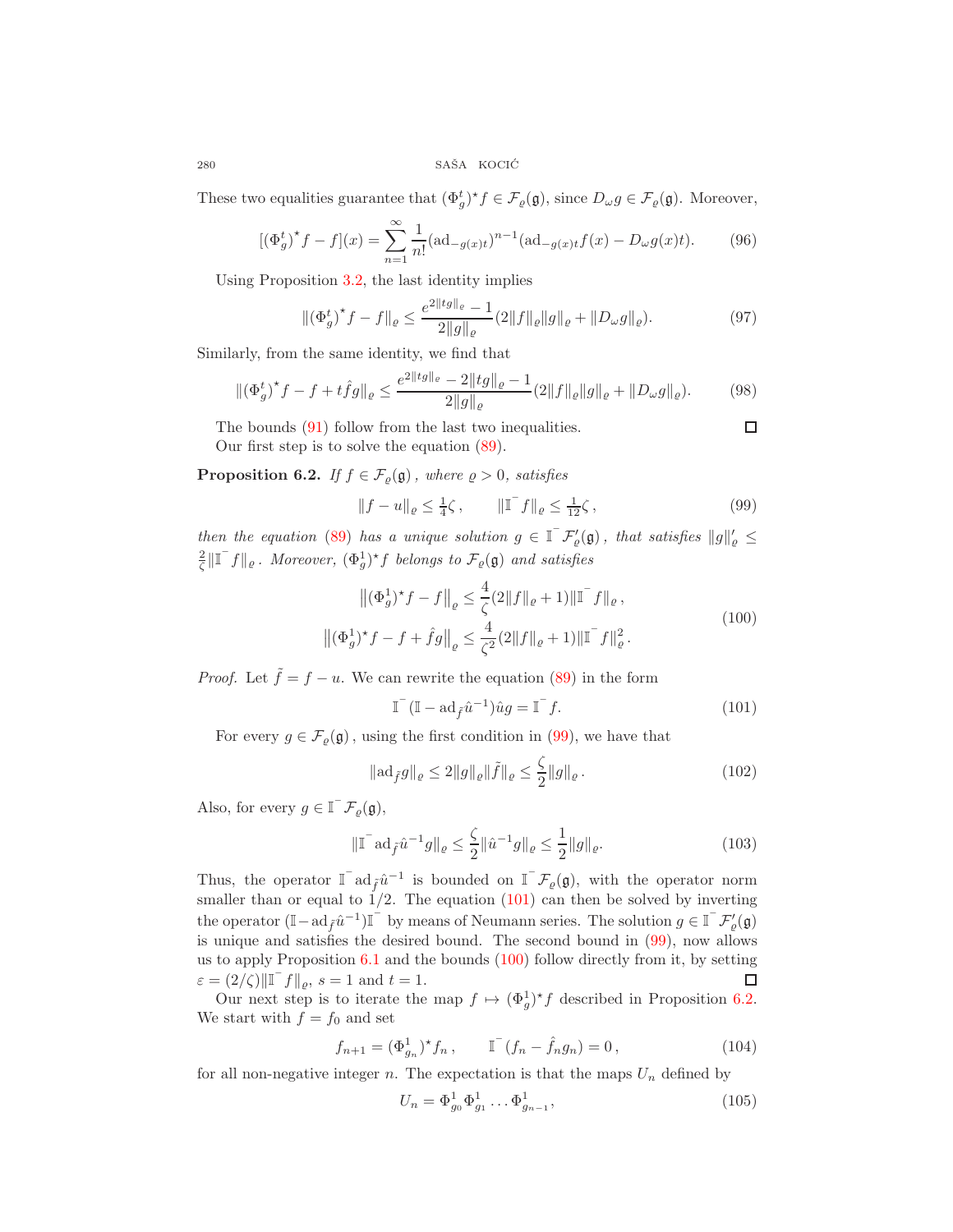These two equalities guarantee that $(\Phi_g^t)^\star f \in \mathcal{F}_\varrho(\mathfrak{g})$, since $D_\omega g \in \mathcal{F}_\varrho(\mathfrak{g})$. Moreover,

$$[(\Phi_g^t)^\star f - f](x) = \sum_{n=1}^{\infty} \frac{1}{n!} (\mathrm{ad}_{-g(x)t})^{n-1} (\mathrm{ad}_{-g(x)t} f(x) - D_\omega g(x) t). \tag{96}$$

Using Proposition 3.2, the last identity implies

$$\|(\Phi_g^t)^\star f - f\|_\varrho \leq \frac{e^{2\|tg\|_\varrho} - 1}{2\|g\|_\varrho} (2\|f\|_\varrho \|g\|_\varrho + \|D_\omega g\|_\varrho). \tag{97}$$

Similarly, from the same identity, we find that

$$\|(\Phi_g^t)^\star f - f + t\hat{f} g\|_\varrho \leq \frac{e^{2\|tg\|_\varrho} - 2\|tg\|_\varrho - 1}{2\|g\|_\varrho} (2\|f\|_\varrho \|g\|_\varrho + \|D_\omega g\|_\varrho). \tag{98}$$

The bounds (91) follow from the last two inequalities. ◻

Our first step is to solve the equation (89).

**Proposition 6.2.** *If $f \in \mathcal{F}_\varrho(\mathfrak{g})$, where $\varrho > 0$, satisfies*

$$\|f - u\|_\varrho \leq \tfrac{1}{4}\zeta, \qquad \|\mathbb{I}^- f\|_\varrho \leq \tfrac{1}{12}\zeta, \tag{99}$$

*then the equation (89) has a unique solution $g \in \mathbb{I}^- \mathcal{F}'_\varrho(\mathfrak{g})$, that satisfies $\|g\|'_\varrho \leq \frac{2}{\zeta}\|\mathbb{I}^- f\|_\varrho$. Moreover, $(\Phi_g^1)^\star f$ belongs to $\mathcal{F}_\varrho(\mathfrak{g})$ and satisfies*

$$\begin{aligned} \big\|(\Phi_g^1)^\star f - f\big\|_\varrho &\leq \frac{4}{\zeta}(2\|f\|_\varrho + 1)\|\mathbb{I}^- f\|_\varrho, \\ \big\|(\Phi_g^1)^\star f - f + \hat{f} g\big\|_\varrho &\leq \frac{4}{\zeta^2}(2\|f\|_\varrho + 1)\|\mathbb{I}^- f\|_\varrho^2. \end{aligned} \tag{100}$$

*Proof.* Let $\tilde{f} = f - u$. We can rewrite the equation (89) in the form

$$\mathbb{I}^- (\mathbb{I} - \mathrm{ad}_{\tilde{f}} \hat{u}^{-1}) \hat{u} g = \mathbb{I}^- f. \tag{101}$$

For every $g \in \mathcal{F}_\varrho(\mathfrak{g})$, using the first condition in (99), we have that

$$\|\mathrm{ad}_{\tilde{f}} g\|_\varrho \leq 2\|g\|_\varrho \|\tilde{f}\|_\varrho \leq \frac{\zeta}{2}\|g\|_\varrho. \tag{102}$$

Also, for every $g \in \mathbb{I}^- \mathcal{F}_\varrho(\mathfrak{g})$,

$$\|\mathbb{I}^- \mathrm{ad}_{\tilde{f}} \hat{u}^{-1} g\|_\varrho \leq \frac{\zeta}{2}\|\hat{u}^{-1} g\|_\varrho \leq \frac{1}{2}\|g\|_\varrho. \tag{103}$$

Thus, the operator $\mathbb{I}^- \mathrm{ad}_{\tilde{f}} \hat{u}^{-1}$ is bounded on $\mathbb{I}^- \mathcal{F}_\varrho(\mathfrak{g})$, with the operator norm smaller than or equal to $1/2$. The equation (101) can then be solved by inverting the operator $(\mathbb{I} - \mathrm{ad}_{\tilde{f}} \hat{u}^{-1})\mathbb{I}^-$ by means of Neumann series. The solution $g \in \mathbb{I}^- \mathcal{F}'_\varrho(\mathfrak{g})$ is unique and satisfies the desired bound. The second bound in (99), now allows us to apply Proposition 6.1 and the bounds (100) follow directly from it, by setting $\varepsilon = (2/\zeta)\|\mathbb{I}^- f\|_\varrho$, $s = 1$ and $t = 1$. ◻

Our next step is to iterate the map $f \mapsto (\Phi_g^1)^\star f$ described in Proposition 6.2. We start with $f = f_0$ and set

$$f_{n+1} = (\Phi_{g_n}^1)^\star f_n, \qquad \mathbb{I}^- (f_n - \hat{f}_n g_n) = 0, \tag{104}$$

for all non-negative integer $n$. The expectation is that the maps $U_n$ defined by

$$U_n = \Phi_{g_0}^1 \Phi_{g_1}^1 \ldots \Phi_{g_{n-1}}^1, \tag{105}$$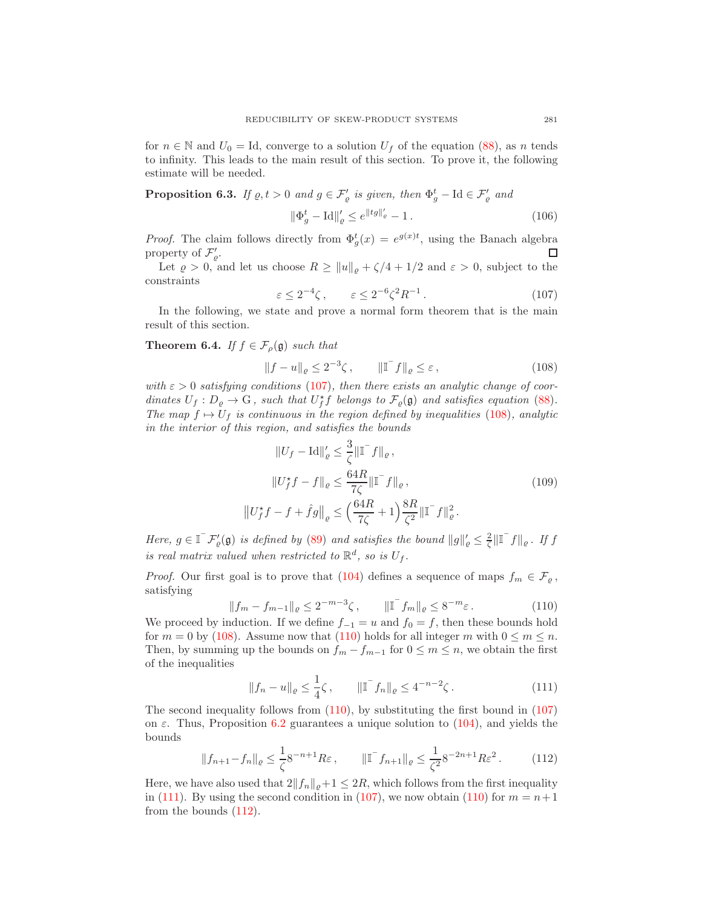for $n \in \mathbb{N}$ and $U_0 = \mathrm{Id}$, converge to a solution $U_f$ of the equation (88), as $n$ tends to infinity. This leads to the main result of this section. To prove it, the following estimate will be needed.

**Proposition 6.3.** *If $\varrho, t > 0$ and $g \in \mathcal{F}'_\varrho$ is given, then $\Phi_g^t - \mathrm{Id} \in \mathcal{F}'_\varrho$ and*

$$\|\Phi_g^t - \mathrm{Id}\|'_\varrho \leq e^{\|tg\|'_\varrho} - 1\,. \tag{106}$$

*Proof.* The claim follows directly from $\Phi_g^t(x) = e^{g(x)t}$, using the Banach algebra property of $\mathcal{F}'_\varrho$. $\square$

Let $\varrho > 0$, and let us choose $R \geq \|u\|_\varrho + \zeta/4 + 1/2$ and $\varepsilon > 0$, subject to the constraints

$$\varepsilon \leq 2^{-4}\zeta\,, \qquad \varepsilon \leq 2^{-6}\zeta^2 R^{-1}\,. \tag{107}$$

In the following, we state and prove a normal form theorem that is the main result of this section.

**Theorem 6.4.** *If $f \in \mathcal{F}_\rho(\mathfrak{g})$ such that*

$$\|f - u\|_\varrho \leq 2^{-3}\zeta\,, \qquad \|\mathbb{I}^- f\|_\varrho \leq \varepsilon\,, \tag{108}$$

*with $\varepsilon > 0$ satisfying conditions (107), then there exists an analytic change of coordinates $U_f : D_\varrho \to \mathrm{G}$, such that $U_f^\star f$ belongs to $\mathcal{F}_\varrho(\mathfrak{g})$ and satisfies equation (88). The map $f \mapsto U_f$ is continuous in the region defined by inequalities (108), analytic in the interior of this region, and satisfies the bounds*

$$\begin{aligned}
\|U_f - \mathrm{Id}\|'_\varrho &\leq \frac{3}{\zeta}\|\mathbb{I}^- f\|_\varrho\,,\\
\|U_f^\star f - f\|_\varrho &\leq \frac{64R}{7\zeta}\|\mathbb{I}^- f\|_\varrho\,,\\
\big\|U_f^\star f - f + \hat{f}g\big\|_\varrho &\leq \Big(\frac{64R}{7\zeta} + 1\Big)\frac{8R}{\zeta^2}\|\mathbb{I}^- f\|_\varrho^2\,.
\end{aligned} \tag{109}$$

*Here, $g \in \mathbb{I}^- \mathcal{F}'_\varrho(\mathfrak{g})$ is defined by (89) and satisfies the bound $\|g\|'_\varrho \leq \frac{2}{\zeta}\|\mathbb{I}^- f\|_\varrho$. If $f$ is real matrix valued when restricted to $\mathbb{R}^d$, so is $U_f$.*

*Proof.* Our first goal is to prove that (104) defines a sequence of maps $f_m \in \mathcal{F}_\varrho$, satisfying

$$\|f_m - f_{m-1}\|_\varrho \leq 2^{-m-3}\zeta\,, \qquad \|\mathbb{I}^- f_m\|_\varrho \leq 8^{-m}\varepsilon\,. \tag{110}$$

We proceed by induction. If we define $f_{-1} = u$ and $f_0 = f$, then these bounds hold for $m = 0$ by (108). Assume now that (110) holds for all integer $m$ with $0 \leq m \leq n$. Then, by summing up the bounds on $f_m - f_{m-1}$ for $0 \leq m \leq n$, we obtain the first of the inequalities

$$\|f_n - u\|_\varrho \leq \frac{1}{4}\zeta\,, \qquad \|\mathbb{I}^- f_n\|_\varrho \leq 4^{-n-2}\zeta\,. \tag{111}$$

The second inequality follows from (110), by substituting the first bound in (107) on $\varepsilon$. Thus, Proposition 6.2 guarantees a unique solution to (104), and yields the bounds

$$\|f_{n+1} - f_n\|_\varrho \leq \frac{1}{\zeta}8^{-n+1}R\varepsilon\,, \qquad \|\mathbb{I}^- f_{n+1}\|_\varrho \leq \frac{1}{\zeta^2}8^{-2n+1}R\varepsilon^2\,. \tag{112}$$

Here, we have also used that $2\|f_n\|_\varrho + 1 \leq 2R$, which follows from the first inequality in (111). By using the second condition in (107), we now obtain (110) for $m = n+1$ from the bounds (112).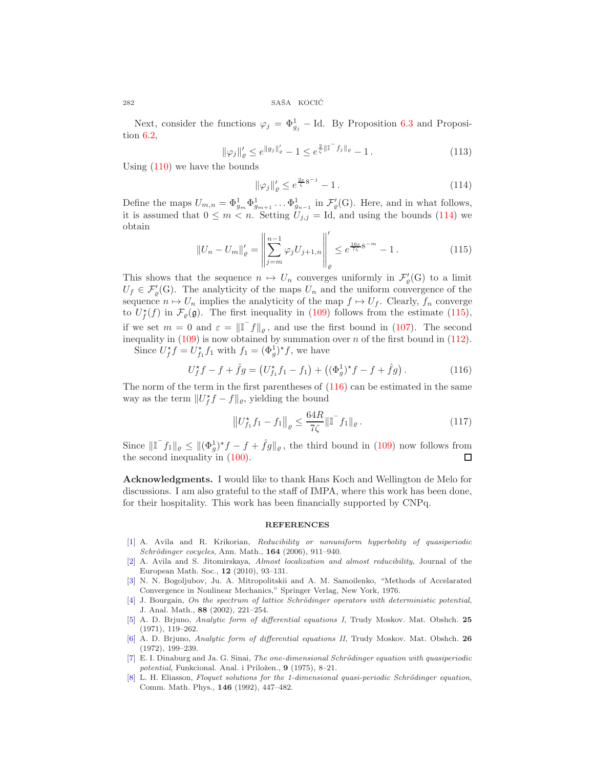Next, consider the functions $\varphi_j = \Phi^1_{g_j} - \mathrm{Id}$. By Proposition 6.3 and Proposition 6.2,

$$\|\varphi_j\|'_\varrho \le e^{\|g_j\|'_\varrho} - 1 \le e^{\frac{2}{\zeta}\|\mathbb{I}^- f_j\|_\varrho} - 1\,. \tag{113}$$

Using (110) we have the bounds

$$\|\varphi_j\|'_\varrho \le e^{\frac{2\varepsilon}{\zeta}8^{-j}} - 1\,. \tag{114}$$

Define the maps $U_{m,n} = \Phi^1_{g_m}\Phi^1_{g_{m+1}}\ldots\Phi^1_{g_{n-1}}$ in $\mathcal{F}'_\varrho(\mathrm{G})$. Here, and in what follows, it is assumed that $0 \le m < n$. Setting $U_{j,j} = \mathrm{Id}$, and using the bounds (114) we obtain

$$\|U_n - U_m\|'_\varrho = \left\| \sum_{j=m}^{n-1} \varphi_j U_{j+1,n} \right\|'_\varrho \le e^{\frac{16\varepsilon}{7\zeta}8^{-m}} - 1\,. \tag{115}$$

This shows that the sequence $n \mapsto U_n$ converges uniformly in $\mathcal{F}'_\varrho(\mathrm{G})$ to a limit $U_f \in \mathcal{F}'_\varrho(\mathrm{G})$. The analyticity of the maps $U_n$ and the uniform convergence of the sequence $n \mapsto U_n$ implies the analyticity of the map $f \mapsto U_f$. Clearly, $f_n$ converge to $U^\star_f(f)$ in $\mathcal{F}_\varrho(\mathfrak{g})$. The first inequality in (109) follows from the estimate (115), if we set $m = 0$ and $\varepsilon = \|\mathbb{I}^- f\|_\varrho$, and use the first bound in (107). The second inequality in (109) is now obtained by summation over $n$ of the first bound in (112).

Since $U^\star_f f = U^\star_{f_1} f_1$ with $f_1 = (\Phi^1_g)^\star f$, we have

$$U^\star_f f - f + \hat{f}g = \left(U^\star_{f_1} f_1 - f_1\right) + \left((\Phi^1_g)^\star f - f + \hat{f}g\right). \tag{116}$$

The norm of the term in the first parentheses of (116) can be estimated in the same way as the term $\|U^\star_f f - f\|_\varrho$, yielding the bound

$$\left\|U^\star_{f_1} f_1 - f_1\right\|_\varrho \le \frac{64R}{7\zeta}\|\mathbb{I}^- f_1\|_\varrho\,. \tag{117}$$

Since $\|\mathbb{I}^- f_1\|_\varrho \le \|(\Phi^1_g)^\star f - f + \hat{f}g\|_\varrho$, the third bound in (109) now follows from the second inequality in (100). ☐

**Acknowledgments.** I would like to thank Hans Koch and Wellington de Melo for discussions. I am also grateful to the staff of IMPA, where this work has been done, for their hospitality. This work has been financially supported by CNPq.

## REFERENCES

[1] A. Avila and R. Krikorian, *Reducibility or nonuniform hyperbolity of quasiperiodic Schrödinger cocycles*, Ann. Math., **164** (2006), 911–940.

[2] A. Avila and S. Jitomirskaya, *Almost localization and almost reducibility*, Journal of the European Math. Soc., **12** (2010), 93–131.

[3] N. N. Bogoljubov, Ju. A. Mitropolitskii and A. M. Samoilenko, "Methods of Accelarated Convergence in Nonlinear Mechanics," Springer Verlag, New York, 1976.

[4] J. Bourgain, *On the spectrum of lattice Schrödinger operators with deterministic potential*, J. Anal. Math., **88** (2002), 221–254.

[5] A. D. Brjuno, *Analytic form of differential equations I*, Trudy Moskov. Mat. Obshch. **25** (1971), 119–262.

[6] A. D. Brjuno, *Analytic form of differential equations II*, Trudy Moskov. Mat. Obshch. **26** (1972), 199–239.

[7] E. I. Dinaburg and Ja. G. Sinai, *The one-dimensional Schrödinger equation with quasiperiodic potential*, Funkcional. Anal. i Priložen., **9** (1975), 8–21.

[8] L. H. Eliasson, *Floquet solutions for the 1-dimensional quasi-periodic Schrödinger equation*, Comm. Math. Phys., **146** (1992), 447–482.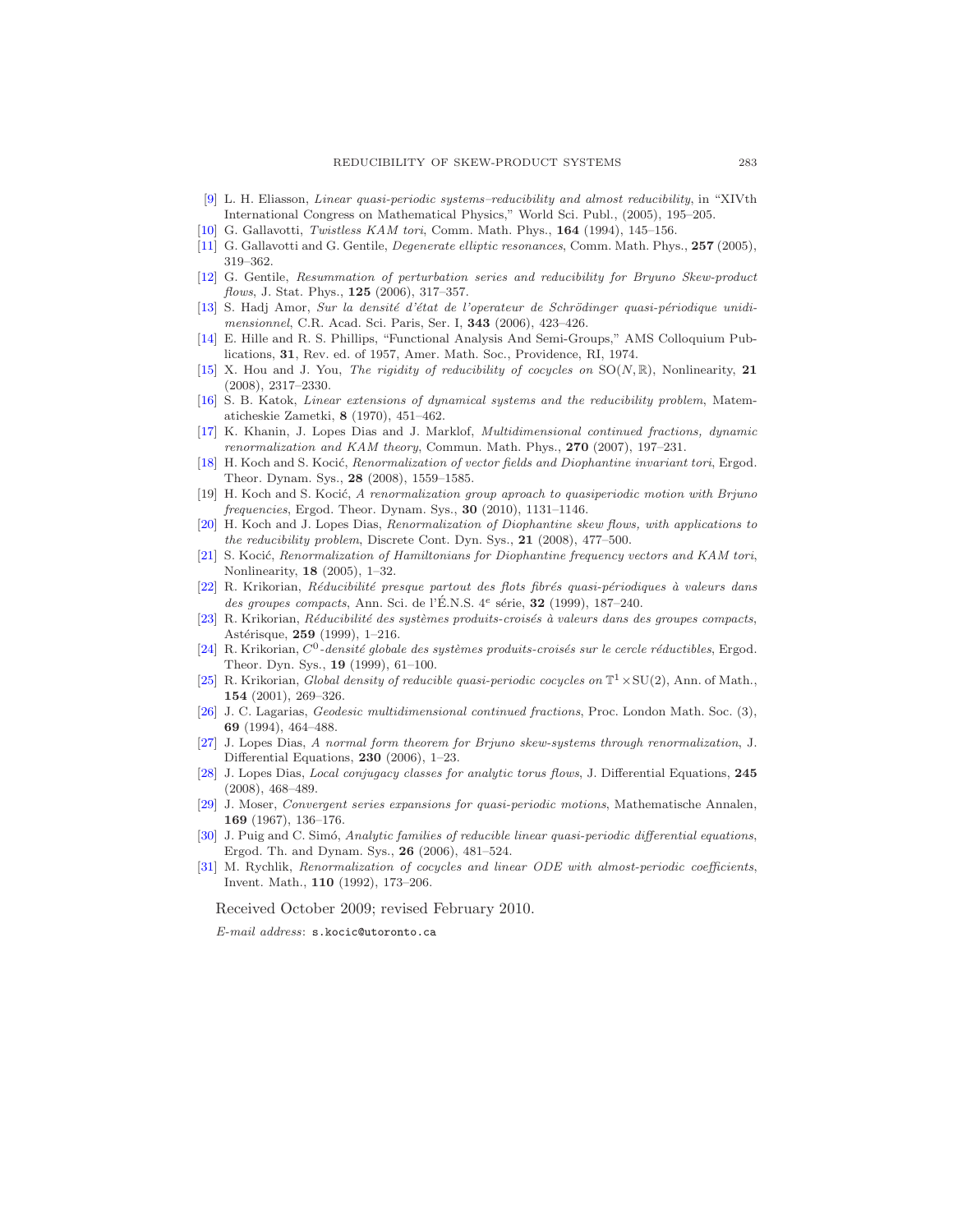[9] L. H. Eliasson, *Linear quasi-periodic systems–reducibility and almost reducibility*, in "XIVth International Congress on Mathematical Physics," World Sci. Publ., (2005), 195–205.

[10] G. Gallavotti, *Twistless KAM tori*, Comm. Math. Phys., **164** (1994), 145–156.

[11] G. Gallavotti and G. Gentile, *Degenerate elliptic resonances*, Comm. Math. Phys., **257** (2005), 319–362.

[12] G. Gentile, *Resummation of perturbation series and reducibility for Bryuno Skew-product flows*, J. Stat. Phys., **125** (2006), 317–357.

[13] S. Hadj Amor, *Sur la densité d'état de l'operateur de Schrödinger quasi-périodique unidimensionnel*, C.R. Acad. Sci. Paris, Ser. I, **343** (2006), 423–426.

[14] E. Hille and R. S. Phillips, "Functional Analysis And Semi-Groups," AMS Colloquium Publications, **31**, Rev. ed. of 1957, Amer. Math. Soc., Providence, RI, 1974.

[15] X. Hou and J. You, *The rigidity of reducibility of cocycles on* $\mathrm{SO}(N, \mathbb{R})$, Nonlinearity, **21** (2008), 2317–2330.

[16] S. B. Katok, *Linear extensions of dynamical systems and the reducibility problem*, Matematicheskie Zametki, **8** (1970), 451–462.

[17] K. Khanin, J. Lopes Dias and J. Marklof, *Multidimensional continued fractions, dynamic renormalization and KAM theory*, Commun. Math. Phys., **270** (2007), 197–231.

[18] H. Koch and S. Kocić, *Renormalization of vector fields and Diophantine invariant tori*, Ergod. Theor. Dynam. Sys., **28** (2008), 1559–1585.

[19] H. Koch and S. Kocić, *A renormalization group aproach to quasiperiodic motion with Brjuno frequencies*, Ergod. Theor. Dynam. Sys., **30** (2010), 1131–1146.

[20] H. Koch and J. Lopes Dias, *Renormalization of Diophantine skew flows, with applications to the reducibility problem*, Discrete Cont. Dyn. Sys., **21** (2008), 477–500.

[21] S. Kocić, *Renormalization of Hamiltonians for Diophantine frequency vectors and KAM tori*, Nonlinearity, **18** (2005), 1–32.

[22] R. Krikorian, *Réducibilité presque partout des flots fibrés quasi-périodiques à valeurs dans des groupes compacts*, Ann. Sci. de l'É.N.S. 4e série, **32** (1999), 187–240.

[23] R. Krikorian, *Réducibilité des systèmes produits-croisés à valeurs dans des groupes compacts*, Astérisque, **259** (1999), 1–216.

[24] R. Krikorian, *$C^0$-densité globale des systèmes produits-croisés sur le cercle réductibles*, Ergod. Theor. Dyn. Sys., **19** (1999), 61–100.

[25] R. Krikorian, *Global density of reducible quasi-periodic cocycles on* $\mathbb{T}^1 \times \mathrm{SU}(2)$, Ann. of Math., **154** (2001), 269–326.

[26] J. C. Lagarias, *Geodesic multidimensional continued fractions*, Proc. London Math. Soc. (3), **69** (1994), 464–488.

[27] J. Lopes Dias, *A normal form theorem for Brjuno skew-systems through renormalization*, J. Differential Equations, **230** (2006), 1–23.

[28] J. Lopes Dias, *Local conjugacy classes for analytic torus flows*, J. Differential Equations, **245** (2008), 468–489.

[29] J. Moser, *Convergent series expansions for quasi-periodic motions*, Mathematische Annalen, **169** (1967), 136–176.

[30] J. Puig and C. Simó, *Analytic families of reducible linear quasi-periodic differential equations*, Ergod. Th. and Dynam. Sys., **26** (2006), 481–524.

[31] M. Rychlik, *Renormalization of cocycles and linear ODE with almost-periodic coefficients*, Invent. Math., **110** (1992), 173–206.

Received October 2009; revised February 2010.

*E-mail address*: `s.kocic@utoronto.ca`